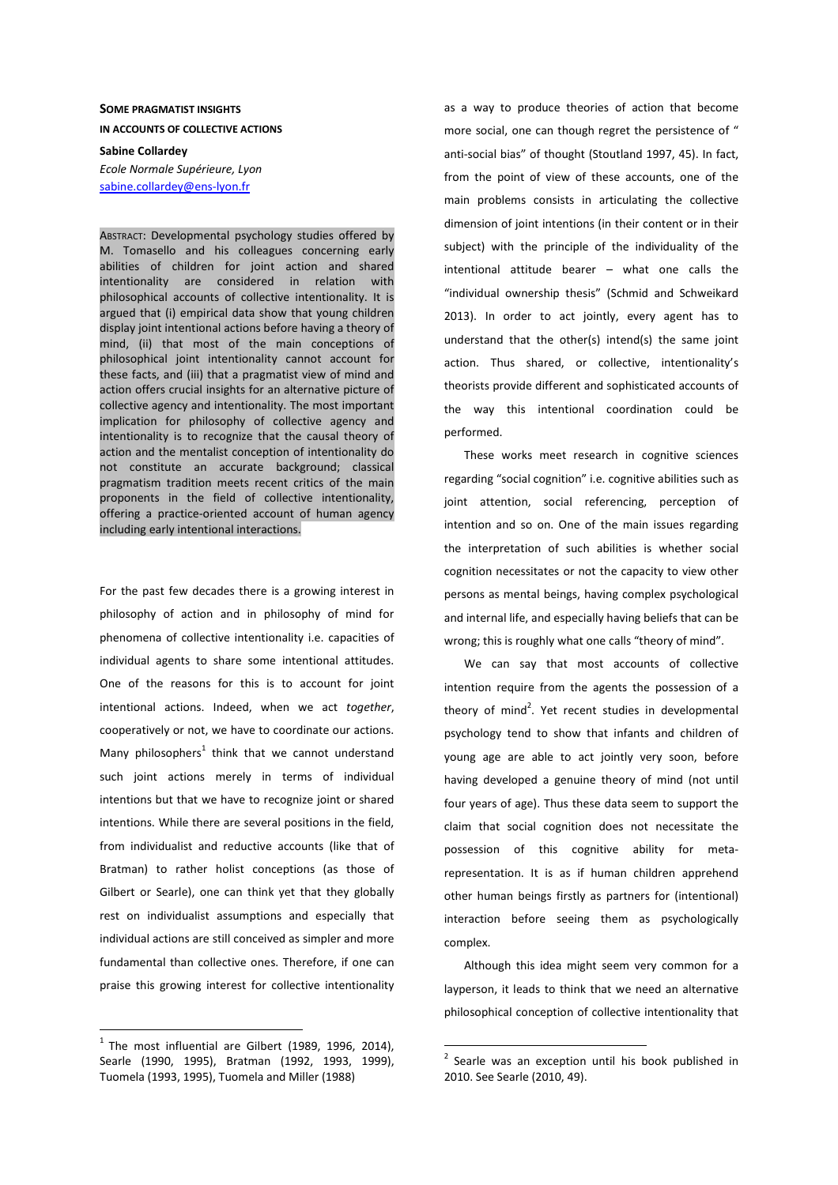**SOME PRAGMATIST INSIGHTS IN ACCOUNTS OF COLLECTIVE ACTIONS**

**Sabine Collardey**
*Ecole Normale Supérieure, Lyon*
sabine.collardey@ens-lyon.fr

ABSTRACT: Developmental psychology studies offered by M. Tomasello and his colleagues concerning early abilities of children for joint action and shared intentionality are considered in relation with philosophical accounts of collective intentionality. It is argued that (i) empirical data show that young children display joint intentional actions before having a theory of mind, (ii) that most of the main conceptions of philosophical joint intentionality cannot account for these facts, and (iii) that a pragmatist view of mind and action offers crucial insights for an alternative picture of collective agency and intentionality. The most important implication for philosophy of collective agency and intentionality is to recognize that the causal theory of action and the mentalist conception of intentionality do not constitute an accurate background; classical pragmatism tradition meets recent critics of the main proponents in the field of collective intentionality, offering a practice-oriented account of human agency including early intentional interactions.

For the past few decades there is a growing interest in philosophy of action and in philosophy of mind for phenomena of collective intentionality i.e. capacities of individual agents to share some intentional attitudes. One of the reasons for this is to account for joint intentional actions. Indeed, when we act *together*, cooperatively or not, we have to coordinate our actions. Many philosophers[1] think that we cannot understand such joint actions merely in terms of individual intentions but that we have to recognize joint or shared intentions. While there are several positions in the field, from individualist and reductive accounts (like that of Bratman) to rather holist conceptions (as those of Gilbert or Searle), one can think yet that they globally rest on individualist assumptions and especially that individual actions are still conceived as simpler and more fundamental than collective ones. Therefore, if one can praise this growing interest for collective intentionality as a way to produce theories of action that become more social, one can though regret the persistence of " anti-social bias" of thought (Stoutland 1997, 45). In fact, from the point of view of these accounts, one of the main problems consists in articulating the collective dimension of joint intentions (in their content or in their subject) with the principle of the individuality of the intentional attitude bearer – what one calls the "individual ownership thesis" (Schmid and Schweikard 2013). In order to act jointly, every agent has to understand that the other(s) intend(s) the same joint action. Thus shared, or collective, intentionality's theorists provide different and sophisticated accounts of the way this intentional coordination could be performed.

These works meet research in cognitive sciences regarding "social cognition" i.e. cognitive abilities such as joint attention, social referencing, perception of intention and so on. One of the main issues regarding the interpretation of such abilities is whether social cognition necessitates or not the capacity to view other persons as mental beings, having complex psychological and internal life, and especially having beliefs that can be wrong; this is roughly what one calls "theory of mind".

We can say that most accounts of collective intention require from the agents the possession of a theory of mind[2]. Yet recent studies in developmental psychology tend to show that infants and children of young age are able to act jointly very soon, before having developed a genuine theory of mind (not until four years of age). Thus these data seem to support the claim that social cognition does not necessitate the possession of this cognitive ability for meta-representation. It is as if human children apprehend other human beings firstly as partners for (intentional) interaction before seeing them as psychologically complex.

Although this idea might seem very common for a layperson, it leads to think that we need an alternative philosophical conception of collective intentionality that

[1] The most influential are Gilbert (1989, 1996, 2014), Searle (1990, 1995), Bratman (1992, 1993, 1999), Tuomela (1993, 1995), Tuomela and Miller (1988)

[2] Searle was an exception until his book published in 2010. See Searle (2010, 49).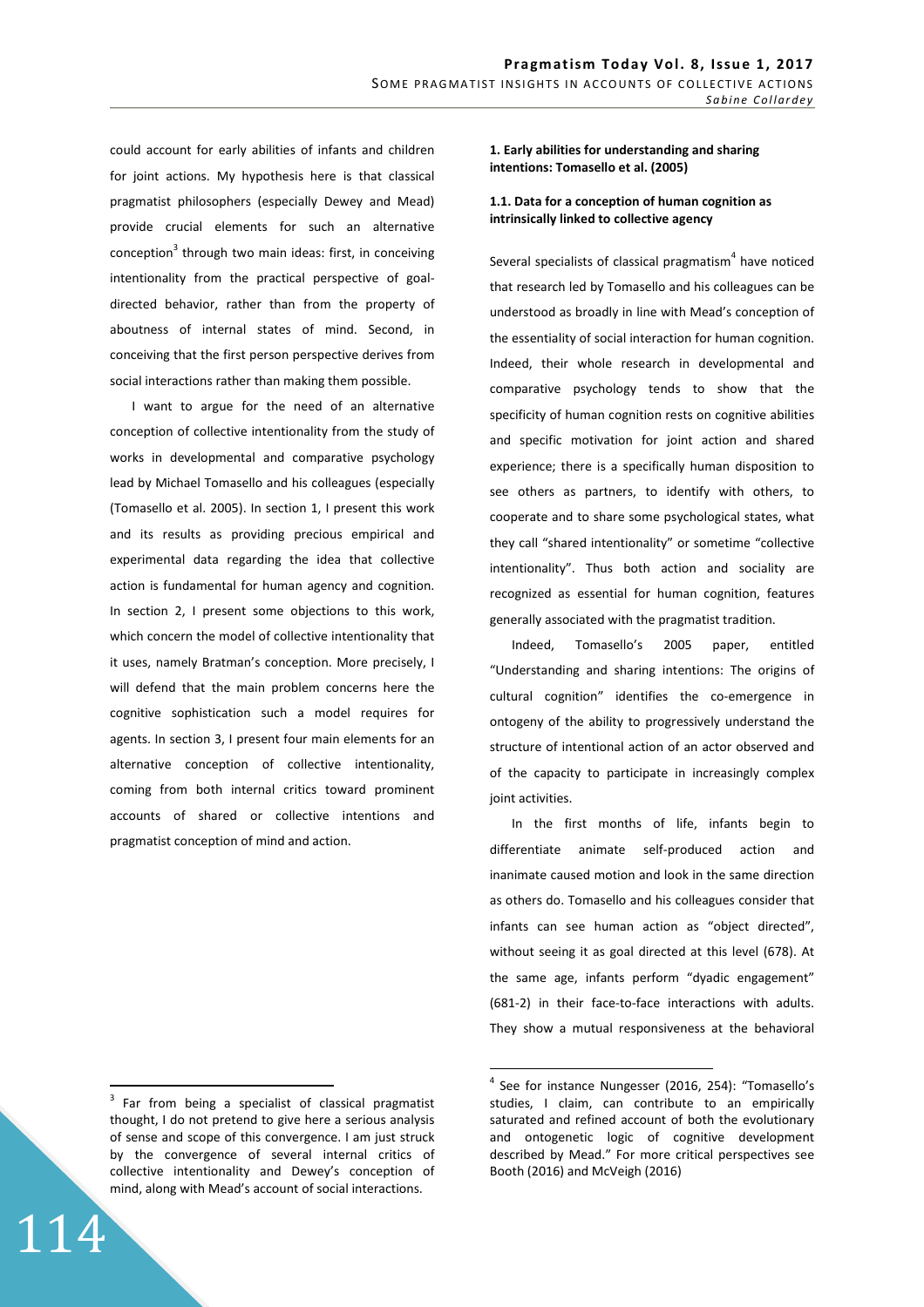could account for early abilities of infants and children for joint actions. My hypothesis here is that classical pragmatist philosophers (especially Dewey and Mead) provide crucial elements for such an alternative conception[3] through two main ideas: first, in conceiving intentionality from the practical perspective of goal-directed behavior, rather than from the property of aboutness of internal states of mind. Second, in conceiving that the first person perspective derives from social interactions rather than making them possible.

I want to argue for the need of an alternative conception of collective intentionality from the study of works in developmental and comparative psychology lead by Michael Tomasello and his colleagues (especially (Tomasello et al. 2005). In section 1, I present this work and its results as providing precious empirical and experimental data regarding the idea that collective action is fundamental for human agency and cognition. In section 2, I present some objections to this work, which concern the model of collective intentionality that it uses, namely Bratman's conception. More precisely, I will defend that the main problem concerns here the cognitive sophistication such a model requires for agents. In section 3, I present four main elements for an alternative conception of collective intentionality, coming from both internal critics toward prominent accounts of shared or collective intentions and pragmatist conception of mind and action.

### 1. Early abilities for understanding and sharing intentions: Tomasello et al. (2005)

#### 1.1. Data for a conception of human cognition as intrinsically linked to collective agency

Several specialists of classical pragmatism[4] have noticed that research led by Tomasello and his colleagues can be understood as broadly in line with Mead's conception of the essentiality of social interaction for human cognition. Indeed, their whole research in developmental and comparative psychology tends to show that the specificity of human cognition rests on cognitive abilities and specific motivation for joint action and shared experience; there is a specifically human disposition to see others as partners, to identify with others, to cooperate and to share some psychological states, what they call "shared intentionality" or sometime "collective intentionality". Thus both action and sociality are recognized as essential for human cognition, features generally associated with the pragmatist tradition.

Indeed, Tomasello's 2005 paper, entitled "Understanding and sharing intentions: The origins of cultural cognition" identifies the co-emergence in ontogeny of the ability to progressively understand the structure of intentional action of an actor observed and of the capacity to participate in increasingly complex joint activities.

In the first months of life, infants begin to differentiate animate self-produced action and inanimate caused motion and look in the same direction as others do. Tomasello and his colleagues consider that infants can see human action as "object directed", without seeing it as goal directed at this level (678). At the same age, infants perform "dyadic engagement" (681-2) in their face-to-face interactions with adults. They show a mutual responsiveness at the behavioral

[3] Far from being a specialist of classical pragmatist thought, I do not pretend to give here a serious analysis of sense and scope of this convergence. I am just struck by the convergence of several internal critics of collective intentionality and Dewey's conception of mind, along with Mead's account of social interactions.

[4] See for instance Nungesser (2016, 254): "Tomasello's studies, I claim, can contribute to an empirically saturated and refined account of both the evolutionary and ontogenetic logic of cognitive development described by Mead." For more critical perspectives see Booth (2016) and McVeigh (2016)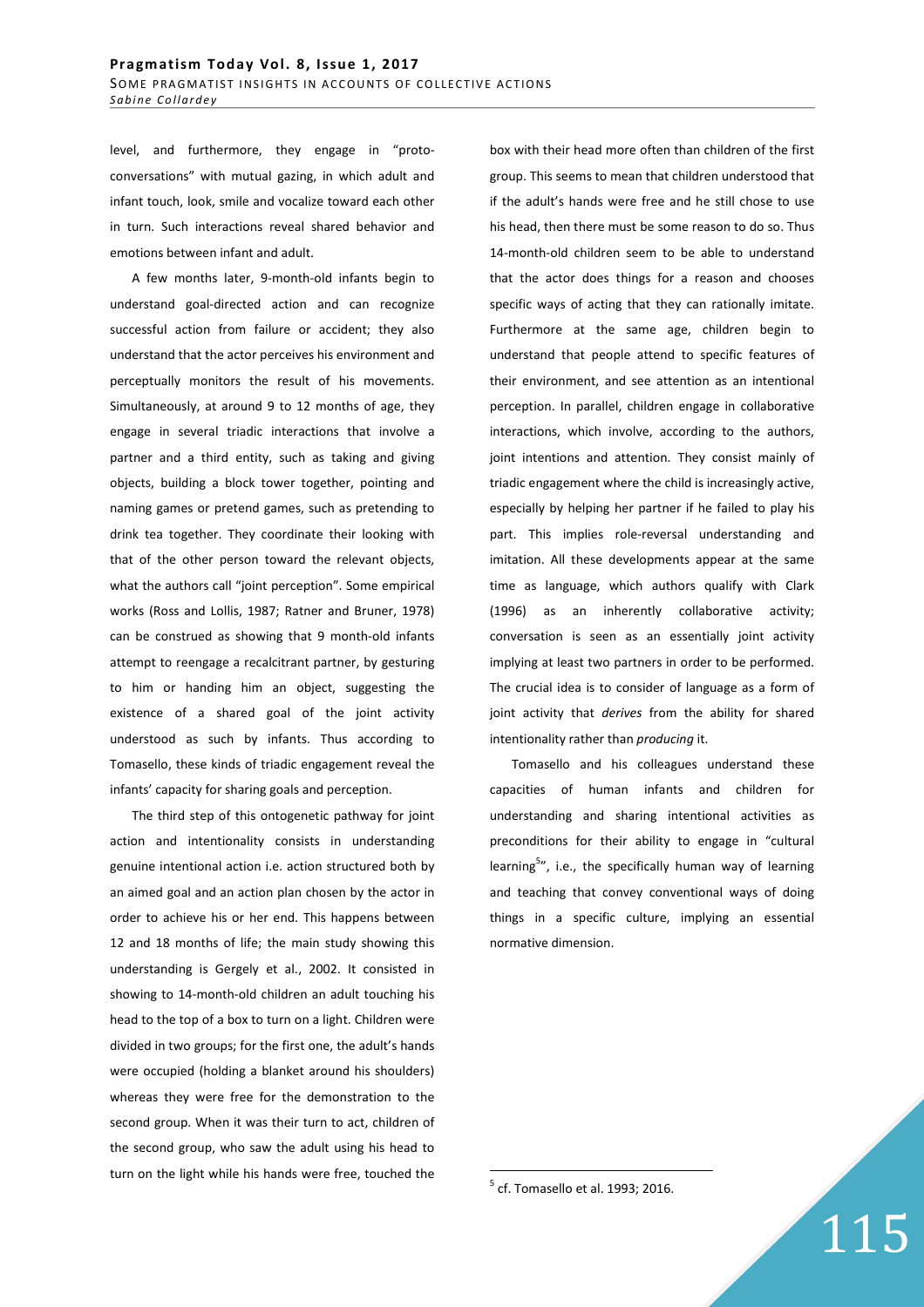level, and furthermore, they engage in "proto-conversations" with mutual gazing, in which adult and infant touch, look, smile and vocalize toward each other in turn. Such interactions reveal shared behavior and emotions between infant and adult.

A few months later, 9-month-old infants begin to understand goal-directed action and can recognize successful action from failure or accident; they also understand that the actor perceives his environment and perceptually monitors the result of his movements. Simultaneously, at around 9 to 12 months of age, they engage in several triadic interactions that involve a partner and a third entity, such as taking and giving objects, building a block tower together, pointing and naming games or pretend games, such as pretending to drink tea together. They coordinate their looking with that of the other person toward the relevant objects, what the authors call "joint perception". Some empirical works (Ross and Lollis, 1987; Ratner and Bruner, 1978) can be construed as showing that 9 month-old infants attempt to reengage a recalcitrant partner, by gesturing to him or handing him an object, suggesting the existence of a shared goal of the joint activity understood as such by infants. Thus according to Tomasello, these kinds of triadic engagement reveal the infants' capacity for sharing goals and perception.

The third step of this ontogenetic pathway for joint action and intentionality consists in understanding genuine intentional action i.e. action structured both by an aimed goal and an action plan chosen by the actor in order to achieve his or her end. This happens between 12 and 18 months of life; the main study showing this understanding is Gergely et al., 2002. It consisted in showing to 14-month-old children an adult touching his head to the top of a box to turn on a light. Children were divided in two groups; for the first one, the adult's hands were occupied (holding a blanket around his shoulders) whereas they were free for the demonstration to the second group. When it was their turn to act, children of the second group, who saw the adult using his head to turn on the light while his hands were free, touched the box with their head more often than children of the first group. This seems to mean that children understood that if the adult's hands were free and he still chose to use his head, then there must be some reason to do so. Thus 14-month-old children seem to be able to understand that the actor does things for a reason and chooses specific ways of acting that they can rationally imitate. Furthermore at the same age, children begin to understand that people attend to specific features of their environment, and see attention as an intentional perception. In parallel, children engage in collaborative interactions, which involve, according to the authors, joint intentions and attention. They consist mainly of triadic engagement where the child is increasingly active, especially by helping her partner if he failed to play his part. This implies role-reversal understanding and imitation. All these developments appear at the same time as language, which authors qualify with Clark (1996) as an inherently collaborative activity; conversation is seen as an essentially joint activity implying at least two partners in order to be performed. The crucial idea is to consider of language as a form of joint activity that *derives* from the ability for shared intentionality rather than *producing* it.

Tomasello and his colleagues understand these capacities of human infants and children for understanding and sharing intentional activities as preconditions for their ability to engage in "cultural learning[5]", i.e., the specifically human way of learning and teaching that convey conventional ways of doing things in a specific culture, implying an essential normative dimension.

[5] cf. Tomasello et al. 1993; 2016.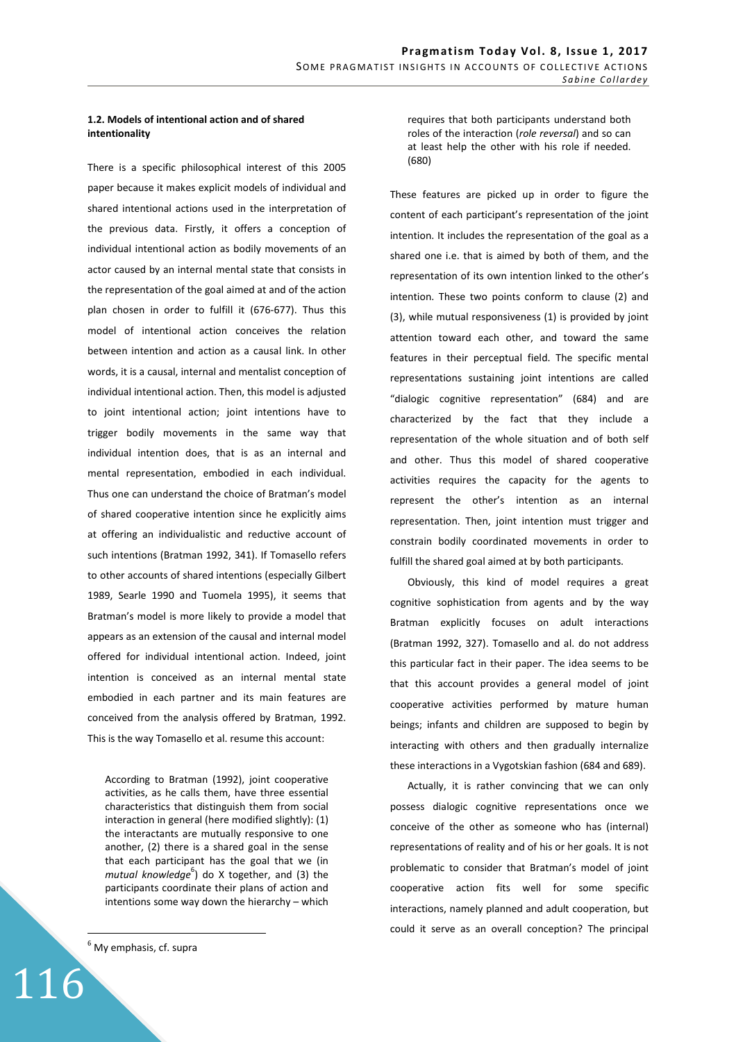**1.2. Models of intentional action and of shared intentionality**

There is a specific philosophical interest of this 2005 paper because it makes explicit models of individual and shared intentional actions used in the interpretation of the previous data. Firstly, it offers a conception of individual intentional action as bodily movements of an actor caused by an internal mental state that consists in the representation of the goal aimed at and of the action plan chosen in order to fulfill it (676-677). Thus this model of intentional action conceives the relation between intention and action as a causal link. In other words, it is a causal, internal and mentalist conception of individual intentional action. Then, this model is adjusted to joint intentional action; joint intentions have to trigger bodily movements in the same way that individual intention does, that is as an internal and mental representation, embodied in each individual. Thus one can understand the choice of Bratman's model of shared cooperative intention since he explicitly aims at offering an individualistic and reductive account of such intentions (Bratman 1992, 341). If Tomasello refers to other accounts of shared intentions (especially Gilbert 1989, Searle 1990 and Tuomela 1995), it seems that Bratman's model is more likely to provide a model that appears as an extension of the causal and internal model offered for individual intentional action. Indeed, joint intention is conceived as an internal mental state embodied in each partner and its main features are conceived from the analysis offered by Bratman, 1992. This is the way Tomasello et al. resume this account:

> According to Bratman (1992), joint cooperative activities, as he calls them, have three essential characteristics that distinguish them from social interaction in general (here modified slightly): (1) the interactants are mutually responsive to one another, (2) there is a shared goal in the sense that each participant has the goal that we (in *mutual knowledge*[6]) do X together, and (3) the participants coordinate their plans of action and intentions some way down the hierarchy – which requires that both participants understand both roles of the interaction (*role reversal*) and so can at least help the other with his role if needed. (680)

These features are picked up in order to figure the content of each participant's representation of the joint intention. It includes the representation of the goal as a shared one i.e. that is aimed by both of them, and the representation of its own intention linked to the other's intention. These two points conform to clause (2) and (3), while mutual responsiveness (1) is provided by joint attention toward each other, and toward the same features in their perceptual field. The specific mental representations sustaining joint intentions are called "dialogic cognitive representation" (684) and are characterized by the fact that they include a representation of the whole situation and of both self and other. Thus this model of shared cooperative activities requires the capacity for the agents to represent the other's intention as an internal representation. Then, joint intention must trigger and constrain bodily coordinated movements in order to fulfill the shared goal aimed at by both participants.

Obviously, this kind of model requires a great cognitive sophistication from agents and by the way Bratman explicitly focuses on adult interactions (Bratman 1992, 327). Tomasello and al. do not address this particular fact in their paper. The idea seems to be that this account provides a general model of joint cooperative activities performed by mature human beings; infants and children are supposed to begin by interacting with others and then gradually internalize these interactions in a Vygotskian fashion (684 and 689).

Actually, it is rather convincing that we can only possess dialogic cognitive representations once we conceive of the other as someone who has (internal) representations of reality and of his or her goals. It is not problematic to consider that Bratman's model of joint cooperative action fits well for some specific interactions, namely planned and adult cooperation, but could it serve as an overall conception? The principal

---

[6] My emphasis, cf. supra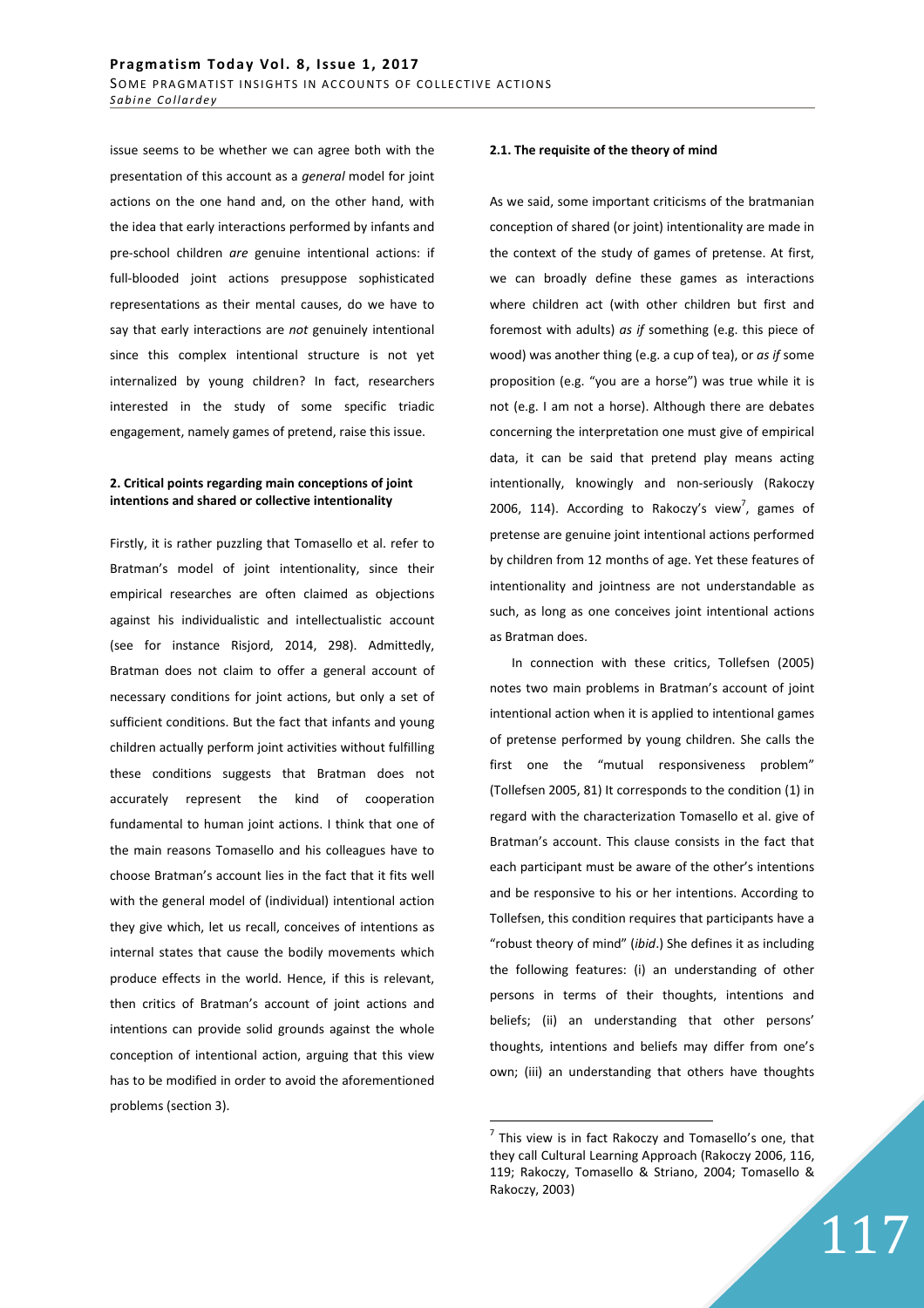issue seems to be whether we can agree both with the presentation of this account as a *general* model for joint actions on the one hand and, on the other hand, with the idea that early interactions performed by infants and pre-school children *are* genuine intentional actions: if full-blooded joint actions presuppose sophisticated representations as their mental causes, do we have to say that early interactions are *not* genuinely intentional since this complex intentional structure is not yet internalized by young children? In fact, researchers interested in the study of some specific triadic engagement, namely games of pretend, raise this issue.

## 2. Critical points regarding main conceptions of joint intentions and shared or collective intentionality

Firstly, it is rather puzzling that Tomasello et al. refer to Bratman's model of joint intentionality, since their empirical researches are often claimed as objections against his individualistic and intellectualistic account (see for instance Risjord, 2014, 298). Admittedly, Bratman does not claim to offer a general account of necessary conditions for joint actions, but only a set of sufficient conditions. But the fact that infants and young children actually perform joint activities without fulfilling these conditions suggests that Bratman does not accurately represent the kind of cooperation fundamental to human joint actions. I think that one of the main reasons Tomasello and his colleagues have to choose Bratman's account lies in the fact that it fits well with the general model of (individual) intentional action they give which, let us recall, conceives of intentions as internal states that cause the bodily movements which produce effects in the world. Hence, if this is relevant, then critics of Bratman's account of joint actions and intentions can provide solid grounds against the whole conception of intentional action, arguing that this view has to be modified in order to avoid the aforementioned problems (section 3).

### 2.1. The requisite of the theory of mind

As we said, some important criticisms of the bratmanian conception of shared (or joint) intentionality are made in the context of the study of games of pretense. At first, we can broadly define these games as interactions where children act (with other children but first and foremost with adults) *as if* something (e.g. this piece of wood) was another thing (e.g. a cup of tea), or *as if* some proposition (e.g. "you are a horse") was true while it is not (e.g. I am not a horse). Although there are debates concerning the interpretation one must give of empirical data, it can be said that pretend play means acting intentionally, knowingly and non-seriously (Rakoczy 2006, 114). According to Rakoczy's view[7], games of pretense are genuine joint intentional actions performed by children from 12 months of age. Yet these features of intentionality and jointness are not understandable as such, as long as one conceives joint intentional actions as Bratman does.

In connection with these critics, Tollefsen (2005) notes two main problems in Bratman's account of joint intentional action when it is applied to intentional games of pretense performed by young children. She calls the first one the "mutual responsiveness problem" (Tollefsen 2005, 81) It corresponds to the condition (1) in regard with the characterization Tomasello et al. give of Bratman's account. This clause consists in the fact that each participant must be aware of the other's intentions and be responsive to his or her intentions. According to Tollefsen, this condition requires that participants have a "robust theory of mind" (*ibid*.) She defines it as including the following features: (i) an understanding of other persons in terms of their thoughts, intentions and beliefs; (ii) an understanding that other persons' thoughts, intentions and beliefs may differ from one's own; (iii) an understanding that others have thoughts

[7] This view is in fact Rakoczy and Tomasello's one, that they call Cultural Learning Approach (Rakoczy 2006, 116, 119; Rakoczy, Tomasello & Striano, 2004; Tomasello & Rakoczy, 2003)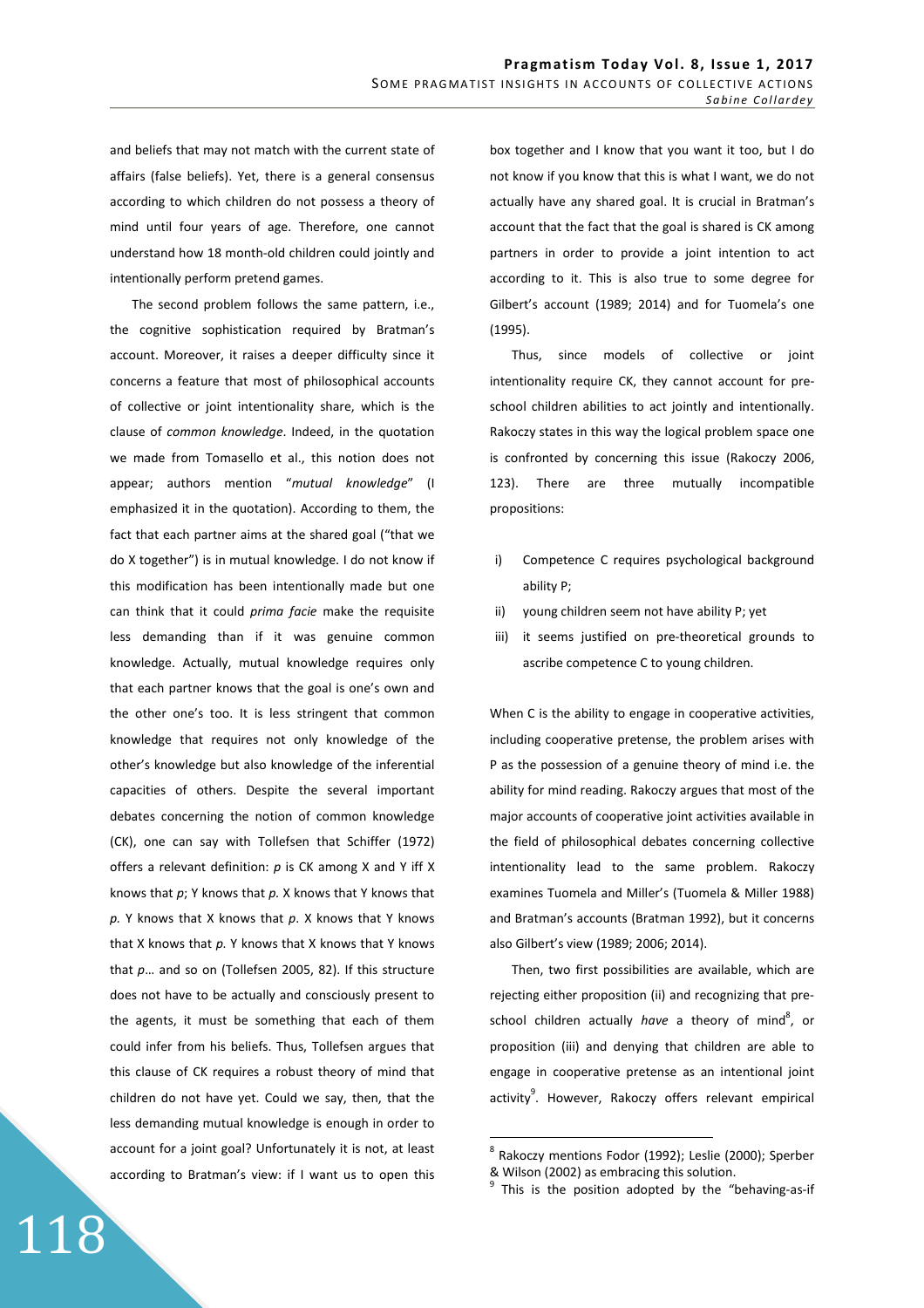and beliefs that may not match with the current state of affairs (false beliefs). Yet, there is a general consensus according to which children do not possess a theory of mind until four years of age. Therefore, one cannot understand how 18 month-old children could jointly and intentionally perform pretend games.

The second problem follows the same pattern, i.e., the cognitive sophistication required by Bratman's account. Moreover, it raises a deeper difficulty since it concerns a feature that most of philosophical accounts of collective or joint intentionality share, which is the clause of *common knowledge*. Indeed, in the quotation we made from Tomasello et al., this notion does not appear; authors mention "*mutual knowledge*" (I emphasized it in the quotation). According to them, the fact that each partner aims at the shared goal ("that we do X together") is in mutual knowledge. I do not know if this modification has been intentionally made but one can think that it could *prima facie* make the requisite less demanding than if it was genuine common knowledge. Actually, mutual knowledge requires only that each partner knows that the goal is one's own and the other one's too. It is less stringent that common knowledge that requires not only knowledge of the other's knowledge but also knowledge of the inferential capacities of others. Despite the several important debates concerning the notion of common knowledge (CK), one can say with Tollefsen that Schiffer (1972) offers a relevant definition: *p* is CK among X and Y iff X knows that *p*; Y knows that *p.* X knows that Y knows that *p.* Y knows that X knows that *p*. X knows that Y knows that X knows that *p.* Y knows that X knows that Y knows that *p*… and so on (Tollefsen 2005, 82). If this structure does not have to be actually and consciously present to the agents, it must be something that each of them could infer from his beliefs. Thus, Tollefsen argues that this clause of CK requires a robust theory of mind that children do not have yet. Could we say, then, that the less demanding mutual knowledge is enough in order to account for a joint goal? Unfortunately it is not, at least according to Bratman's view: if I want us to open this box together and I know that you want it too, but I do not know if you know that this is what I want, we do not actually have any shared goal. It is crucial in Bratman's account that the fact that the goal is shared is CK among partners in order to provide a joint intention to act according to it. This is also true to some degree for Gilbert's account (1989; 2014) and for Tuomela's one (1995).

Thus, since models of collective or joint intentionality require CK, they cannot account for pre-school children abilities to act jointly and intentionally. Rakoczy states in this way the logical problem space one is confronted by concerning this issue (Rakoczy 2006, 123). There are three mutually incompatible propositions:

i) Competence C requires psychological background ability P;
ii) young children seem not have ability P; yet
iii) it seems justified on pre-theoretical grounds to ascribe competence C to young children.

When C is the ability to engage in cooperative activities, including cooperative pretense, the problem arises with P as the possession of a genuine theory of mind i.e. the ability for mind reading. Rakoczy argues that most of the major accounts of cooperative joint activities available in the field of philosophical debates concerning collective intentionality lead to the same problem. Rakoczy examines Tuomela and Miller's (Tuomela & Miller 1988) and Bratman's accounts (Bratman 1992), but it concerns also Gilbert's view (1989; 2006; 2014).

Then, two first possibilities are available, which are rejecting either proposition (ii) and recognizing that pre-school children actually *have* a theory of mind[8], or proposition (iii) and denying that children are able to engage in cooperative pretense as an intentional joint activity[9]. However, Rakoczy offers relevant empirical

[8] Rakoczy mentions Fodor (1992); Leslie (2000); Sperber & Wilson (2002) as embracing this solution.

[9] This is the position adopted by the "behaving-as-if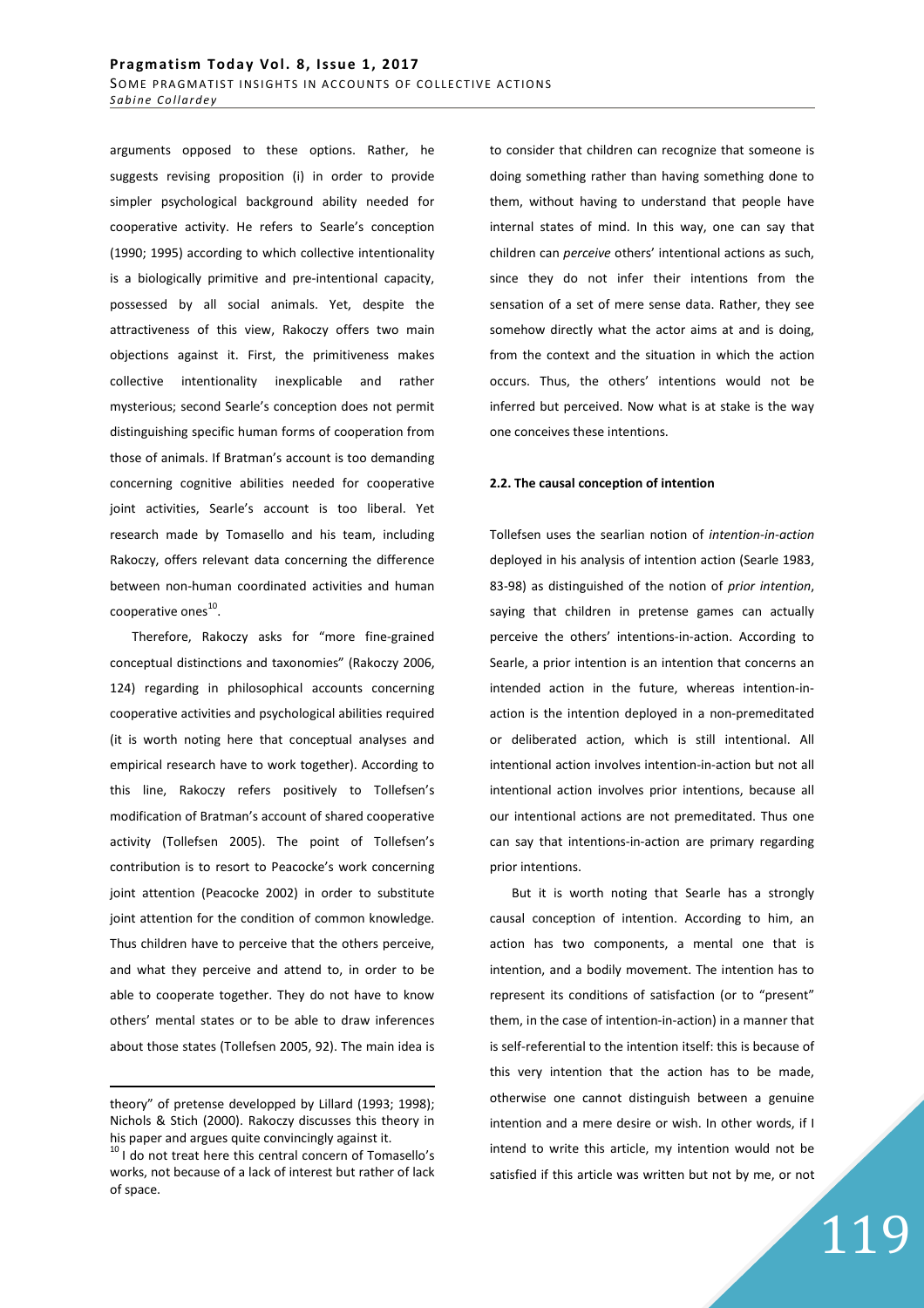arguments opposed to these options. Rather, he suggests revising proposition (i) in order to provide simpler psychological background ability needed for cooperative activity. He refers to Searle's conception (1990; 1995) according to which collective intentionality is a biologically primitive and pre-intentional capacity, possessed by all social animals. Yet, despite the attractiveness of this view, Rakoczy offers two main objections against it. First, the primitiveness makes collective intentionality inexplicable and rather mysterious; second Searle's conception does not permit distinguishing specific human forms of cooperation from those of animals. If Bratman's account is too demanding concerning cognitive abilities needed for cooperative joint activities, Searle's account is too liberal. Yet research made by Tomasello and his team, including Rakoczy, offers relevant data concerning the difference between non-human coordinated activities and human cooperative ones[10].

Therefore, Rakoczy asks for "more fine-grained conceptual distinctions and taxonomies" (Rakoczy 2006, 124) regarding in philosophical accounts concerning cooperative activities and psychological abilities required (it is worth noting here that conceptual analyses and empirical research have to work together). According to this line, Rakoczy refers positively to Tollefsen's modification of Bratman's account of shared cooperative activity (Tollefsen 2005). The point of Tollefsen's contribution is to resort to Peacocke's work concerning joint attention (Peacocke 2002) in order to substitute joint attention for the condition of common knowledge. Thus children have to perceive that the others perceive, and what they perceive and attend to, in order to be able to cooperate together. They do not have to know others' mental states or to be able to draw inferences about those states (Tollefsen 2005, 92). The main idea is to consider that children can recognize that someone is doing something rather than having something done to them, without having to understand that people have internal states of mind. In this way, one can say that children can *perceive* others' intentional actions as such, since they do not infer their intentions from the sensation of a set of mere sense data. Rather, they see somehow directly what the actor aims at and is doing, from the context and the situation in which the action occurs. Thus, the others' intentions would not be inferred but perceived. Now what is at stake is the way one conceives these intentions.

### 2.2. The causal conception of intention

Tollefsen uses the searlian notion of *intention-in-action* deployed in his analysis of intention action (Searle 1983, 83-98) as distinguished of the notion of *prior intention*, saying that children in pretense games can actually perceive the others' intentions-in-action. According to Searle, a prior intention is an intention that concerns an intended action in the future, whereas intention-in-action is the intention deployed in a non-premeditated or deliberated action, which is still intentional. All intentional action involves intention-in-action but not all intentional action involves prior intentions, because all our intentional actions are not premeditated. Thus one can say that intentions-in-action are primary regarding prior intentions.

But it is worth noting that Searle has a strongly causal conception of intention. According to him, an action has two components, a mental one that is intention, and a bodily movement. The intention has to represent its conditions of satisfaction (or to "present" them, in the case of intention-in-action) in a manner that is self-referential to the intention itself: this is because of this very intention that the action has to be made, otherwise one cannot distinguish between a genuine intention and a mere desire or wish. In other words, if I intend to write this article, my intention would not be satisfied if this article was written but not by me, or not

---

theory" of pretense developped by Lillard (1993; 1998); Nichols & Stich (2000). Rakoczy discusses this theory in his paper and argues quite convincingly against it.

[10] I do not treat here this central concern of Tomasello's works, not because of a lack of interest but rather of lack of space.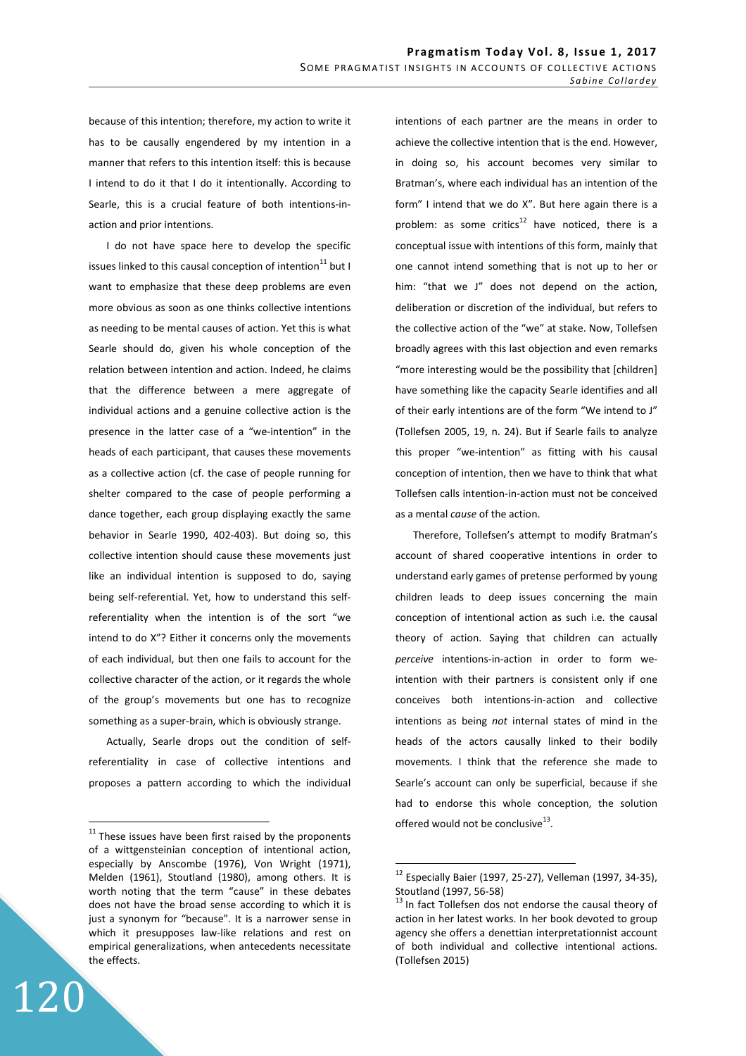because of this intention; therefore, my action to write it has to be causally engendered by my intention in a manner that refers to this intention itself: this is because I intend to do it that I do it intentionally. According to Searle, this is a crucial feature of both intentions-in-action and prior intentions.

I do not have space here to develop the specific issues linked to this causal conception of intention[11] but I want to emphasize that these deep problems are even more obvious as soon as one thinks collective intentions as needing to be mental causes of action. Yet this is what Searle should do, given his whole conception of the relation between intention and action. Indeed, he claims that the difference between a mere aggregate of individual actions and a genuine collective action is the presence in the latter case of a "we-intention" in the heads of each participant, that causes these movements as a collective action (cf. the case of people running for shelter compared to the case of people performing a dance together, each group displaying exactly the same behavior in Searle 1990, 402-403). But doing so, this collective intention should cause these movements just like an individual intention is supposed to do, saying being self-referential. Yet, how to understand this self-referentiality when the intention is of the sort "we intend to do X"? Either it concerns only the movements of each individual, but then one fails to account for the collective character of the action, or it regards the whole of the group's movements but one has to recognize something as a super-brain, which is obviously strange.

Actually, Searle drops out the condition of self-referentiality in case of collective intentions and proposes a pattern according to which the individual intentions of each partner are the means in order to achieve the collective intention that is the end. However, in doing so, his account becomes very similar to Bratman's, where each individual has an intention of the form" I intend that we do X". But here again there is a problem: as some critics[12] have noticed, there is a conceptual issue with intentions of this form, mainly that one cannot intend something that is not up to her or him: "that we J" does not depend on the action, deliberation or discretion of the individual, but refers to the collective action of the "we" at stake. Now, Tollefsen broadly agrees with this last objection and even remarks "more interesting would be the possibility that [children] have something like the capacity Searle identifies and all of their early intentions are of the form "We intend to J" (Tollefsen 2005, 19, n. 24). But if Searle fails to analyze this proper "we-intention" as fitting with his causal conception of intention, then we have to think that what Tollefsen calls intention-in-action must not be conceived as a mental *cause* of the action.

Therefore, Tollefsen's attempt to modify Bratman's account of shared cooperative intentions in order to understand early games of pretense performed by young children leads to deep issues concerning the main conception of intentional action as such i.e. the causal theory of action. Saying that children can actually *perceive* intentions-in-action in order to form we-intention with their partners is consistent only if one conceives both intentions-in-action and collective intentions as being *not* internal states of mind in the heads of the actors causally linked to their bodily movements. I think that the reference she made to Searle's account can only be superficial, because if she had to endorse this whole conception, the solution offered would not be conclusive[13].

---

[11] These issues have been first raised by the proponents of a wittgensteinian conception of intentional action, especially by Anscombe (1976), Von Wright (1971), Melden (1961), Stoutland (1980), among others. It is worth noting that the term "cause" in these debates does not have the broad sense according to which it is just a synonym for "because". It is a narrower sense in which it presupposes law-like relations and rest on empirical generalizations, when antecedents necessitate the effects.

[12] Especially Baier (1997, 25-27), Velleman (1997, 34-35), Stoutland (1997, 56-58)

[13] In fact Tollefsen dos not endorse the causal theory of action in her latest works. In her book devoted to group agency she offers a denettian interpretationnist account of both individual and collective intentional actions. (Tollefsen 2015)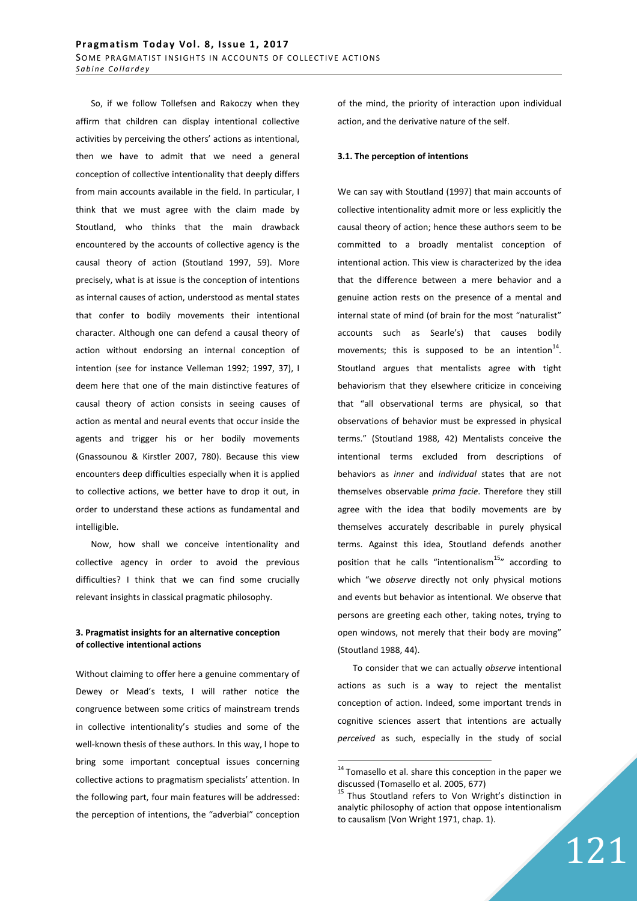So, if we follow Tollefsen and Rakoczy when they affirm that children can display intentional collective activities by perceiving the others' actions as intentional, then we have to admit that we need a general conception of collective intentionality that deeply differs from main accounts available in the field. In particular, I think that we must agree with the claim made by Stoutland, who thinks that the main drawback encountered by the accounts of collective agency is the causal theory of action (Stoutland 1997, 59). More precisely, what is at issue is the conception of intentions as internal causes of action, understood as mental states that confer to bodily movements their intentional character. Although one can defend a causal theory of action without endorsing an internal conception of intention (see for instance Velleman 1992; 1997, 37), I deem here that one of the main distinctive features of causal theory of action consists in seeing causes of action as mental and neural events that occur inside the agents and trigger his or her bodily movements (Gnassounou & Kirstler 2007, 780). Because this view encounters deep difficulties especially when it is applied to collective actions, we better have to drop it out, in order to understand these actions as fundamental and intelligible.

Now, how shall we conceive intentionality and collective agency in order to avoid the previous difficulties? I think that we can find some crucially relevant insights in classical pragmatic philosophy.

## 3. Pragmatist insights for an alternative conception of collective intentional actions

Without claiming to offer here a genuine commentary of Dewey or Mead's texts, I will rather notice the congruence between some critics of mainstream trends in collective intentionality's studies and some of the well-known thesis of these authors. In this way, I hope to bring some important conceptual issues concerning collective actions to pragmatism specialists' attention. In the following part, four main features will be addressed: the perception of intentions, the "adverbial" conception of the mind, the priority of interaction upon individual action, and the derivative nature of the self.

### 3.1. The perception of intentions

We can say with Stoutland (1997) that main accounts of collective intentionality admit more or less explicitly the causal theory of action; hence these authors seem to be committed to a broadly mentalist conception of intentional action. This view is characterized by the idea that the difference between a mere behavior and a genuine action rests on the presence of a mental and internal state of mind (of brain for the most "naturalist" accounts such as Searle's) that causes bodily movements; this is supposed to be an intention[14]. Stoutland argues that mentalists agree with tight behaviorism that they elsewhere criticize in conceiving that "all observational terms are physical, so that observations of behavior must be expressed in physical terms." (Stoutland 1988, 42) Mentalists conceive the intentional terms excluded from descriptions of behaviors as *inner* and *individual* states that are not themselves observable *prima facie*. Therefore they still agree with the idea that bodily movements are by themselves accurately describable in purely physical terms. Against this idea, Stoutland defends another position that he calls "intentionalism[15]" according to which "we *observe* directly not only physical motions and events but behavior as intentional. We observe that persons are greeting each other, taking notes, trying to open windows, not merely that their body are moving" (Stoutland 1988, 44).

To consider that we can actually *observe* intentional actions as such is a way to reject the mentalist conception of action. Indeed, some important trends in cognitive sciences assert that intentions are actually *perceived* as such, especially in the study of social

[14] Tomasello et al. share this conception in the paper we discussed (Tomasello et al. 2005, 677)

[15] Thus Stoutland refers to Von Wright's distinction in analytic philosophy of action that oppose intentionalism to causalism (Von Wright 1971, chap. 1).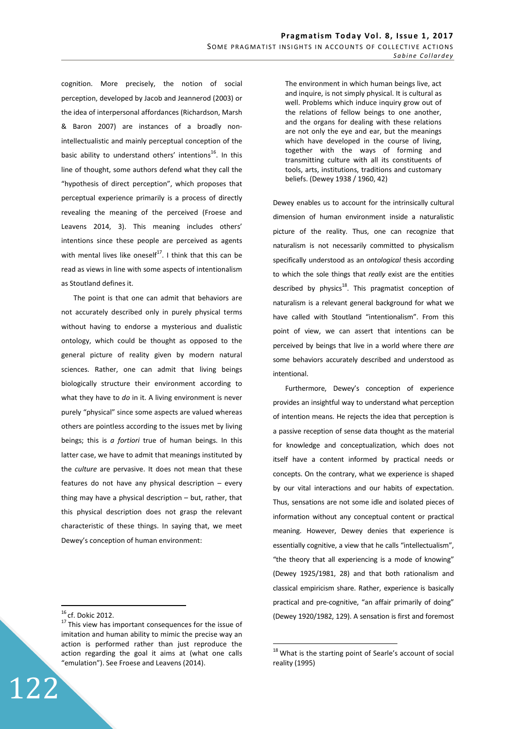cognition. More precisely, the notion of social perception, developed by Jacob and Jeannerod (2003) or the idea of interpersonal affordances (Richardson, Marsh & Baron 2007) are instances of a broadly non-intellectualistic and mainly perceptual conception of the basic ability to understand others' intentions[16]. In this line of thought, some authors defend what they call the "hypothesis of direct perception", which proposes that perceptual experience primarily is a process of directly revealing the meaning of the perceived (Froese and Leavens 2014, 3). This meaning includes others' intentions since these people are perceived as agents with mental lives like oneself[17]. I think that this can be read as views in line with some aspects of intentionalism as Stoutland defines it.

The point is that one can admit that behaviors are not accurately described only in purely physical terms without having to endorse a mysterious and dualistic ontology, which could be thought as opposed to the general picture of reality given by modern natural sciences. Rather, one can admit that living beings biologically structure their environment according to what they have to *do* in it. A living environment is never purely "physical" since some aspects are valued whereas others are pointless according to the issues met by living beings; this is *a fortiori* true of human beings. In this latter case, we have to admit that meanings instituted by the *culture* are pervasive. It does not mean that these features do not have any physical description – every thing may have a physical description – but, rather, that this physical description does not grasp the relevant characteristic of these things. In saying that, we meet Dewey's conception of human environment:

> The environment in which human beings live, act and inquire, is not simply physical. It is cultural as well. Problems which induce inquiry grow out of the relations of fellow beings to one another, and the organs for dealing with these relations are not only the eye and ear, but the meanings which have developed in the course of living, together with the ways of forming and transmitting culture with all its constituents of tools, arts, institutions, traditions and customary beliefs. (Dewey 1938 / 1960, 42)

Dewey enables us to account for the intrinsically cultural dimension of human environment inside a naturalistic picture of the reality. Thus, one can recognize that naturalism is not necessarily committed to physicalism specifically understood as an *ontological* thesis according to which the sole things that *really* exist are the entities described by physics[18]. This pragmatist conception of naturalism is a relevant general background for what we have called with Stoutland "intentionalism". From this point of view, we can assert that intentions can be perceived by beings that live in a world where there *are* some behaviors accurately described and understood as intentional.

Furthermore, Dewey's conception of experience provides an insightful way to understand what perception of intention means. He rejects the idea that perception is a passive reception of sense data thought as the material for knowledge and conceptualization, which does not itself have a content informed by practical needs or concepts. On the contrary, what we experience is shaped by our vital interactions and our habits of expectation. Thus, sensations are not some idle and isolated pieces of information without any conceptual content or practical meaning. However, Dewey denies that experience is essentially cognitive, a view that he calls "intellectualism", "the theory that all experiencing is a mode of knowing" (Dewey 1925/1981, 28) and that both rationalism and classical empiricism share. Rather, experience is basically practical and pre-cognitive, "an affair primarily of doing" (Dewey 1920/1982, 129). A sensation is first and foremost

---

[16] cf. Dokic 2012.

[17] This view has important consequences for the issue of imitation and human ability to mimic the precise way an action is performed rather than just reproduce the action regarding the goal it aims at (what one calls "emulation"). See Froese and Leavens (2014).

[18] What is the starting point of Searle's account of social reality (1995)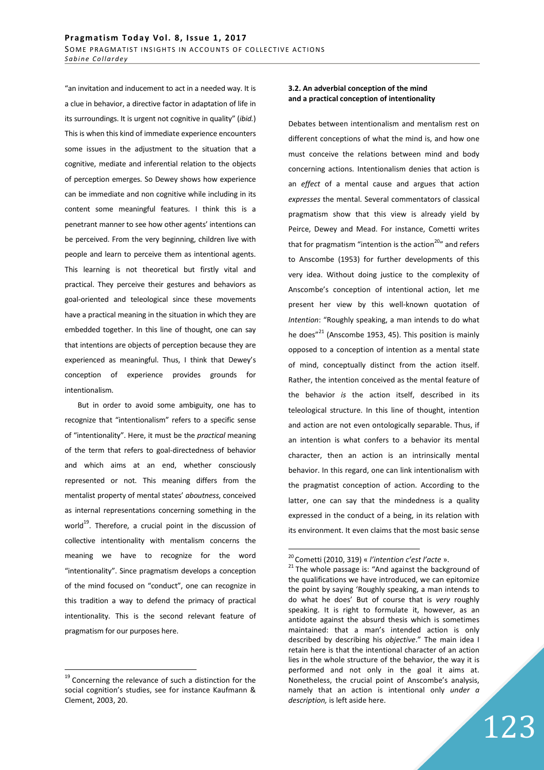"an invitation and inducement to act in a needed way. It is a clue in behavior, a directive factor in adaptation of life in its surroundings. It is urgent not cognitive in quality" (*ibid.*) This is when this kind of immediate experience encounters some issues in the adjustment to the situation that a cognitive, mediate and inferential relation to the objects of perception emerges. So Dewey shows how experience can be immediate and non cognitive while including in its content some meaningful features. I think this is a penetrant manner to see how other agents' intentions can be perceived. From the very beginning, children live with people and learn to perceive them as intentional agents. This learning is not theoretical but firstly vital and practical. They perceive their gestures and behaviors as goal-oriented and teleological since these movements have a practical meaning in the situation in which they are embedded together. In this line of thought, one can say that intentions are objects of perception because they are experienced as meaningful. Thus, I think that Dewey's conception of experience provides grounds for intentionalism.

But in order to avoid some ambiguity, one has to recognize that "intentionalism" refers to a specific sense of "intentionality". Here, it must be the *practical* meaning of the term that refers to goal-directedness of behavior and which aims at an end, whether consciously represented or not. This meaning differs from the mentalist property of mental states' *aboutness*, conceived as internal representations concerning something in the world[19]. Therefore, a crucial point in the discussion of collective intentionality with mentalism concerns the meaning we have to recognize for the word "intentionality". Since pragmatism develops a conception of the mind focused on "conduct", one can recognize in this tradition a way to defend the primacy of practical intentionality. This is the second relevant feature of pragmatism for our purposes here.

### 3.2. An adverbial conception of the mind and a practical conception of intentionality

Debates between intentionalism and mentalism rest on different conceptions of what the mind is, and how one must conceive the relations between mind and body concerning actions. Intentionalism denies that action is an *effect* of a mental cause and argues that action *expresses* the mental. Several commentators of classical pragmatism show that this view is already yield by Peirce, Dewey and Mead. For instance, Cometti writes that for pragmatism "intention is the action[20]" and refers to Anscombe (1953) for further developments of this very idea. Without doing justice to the complexity of Anscombe's conception of intentional action, let me present her view by this well-known quotation of *Intention*: "Roughly speaking, a man intends to do what he does"[21] (Anscombe 1953, 45). This position is mainly opposed to a conception of intention as a mental state of mind, conceptually distinct from the action itself. Rather, the intention conceived as the mental feature of the behavior *is* the action itself, described in its teleological structure. In this line of thought, intention and action are not even ontologically separable. Thus, if an intention is what confers to a behavior its mental character, then an action is an intrinsically mental behavior. In this regard, one can link intentionalism with the pragmatist conception of action. According to the latter, one can say that the mindedness is a quality expressed in the conduct of a being, in its relation with its environment. It even claims that the most basic sense

---

[19] Concerning the relevance of such a distinction for the social cognition's studies, see for instance Kaufmann & Clement, 2003, 20.

[20] Cometti (2010, 319) « *l'intention c'est l'acte* ».

[21] The whole passage is: "And against the background of the qualifications we have introduced, we can epitomize the point by saying 'Roughly speaking, a man intends to do what he does' But of course that is *very* roughly speaking. It is right to formulate it, however, as an antidote against the absurd thesis which is sometimes maintained: that a man's intended action is only described by describing his *objective*." The main idea I retain here is that the intentional character of an action lies in the whole structure of the behavior, the way it is performed and not only in the goal it aims at. Nonetheless, the crucial point of Anscombe's analysis, namely that an action is intentional only *under a description,* is left aside here.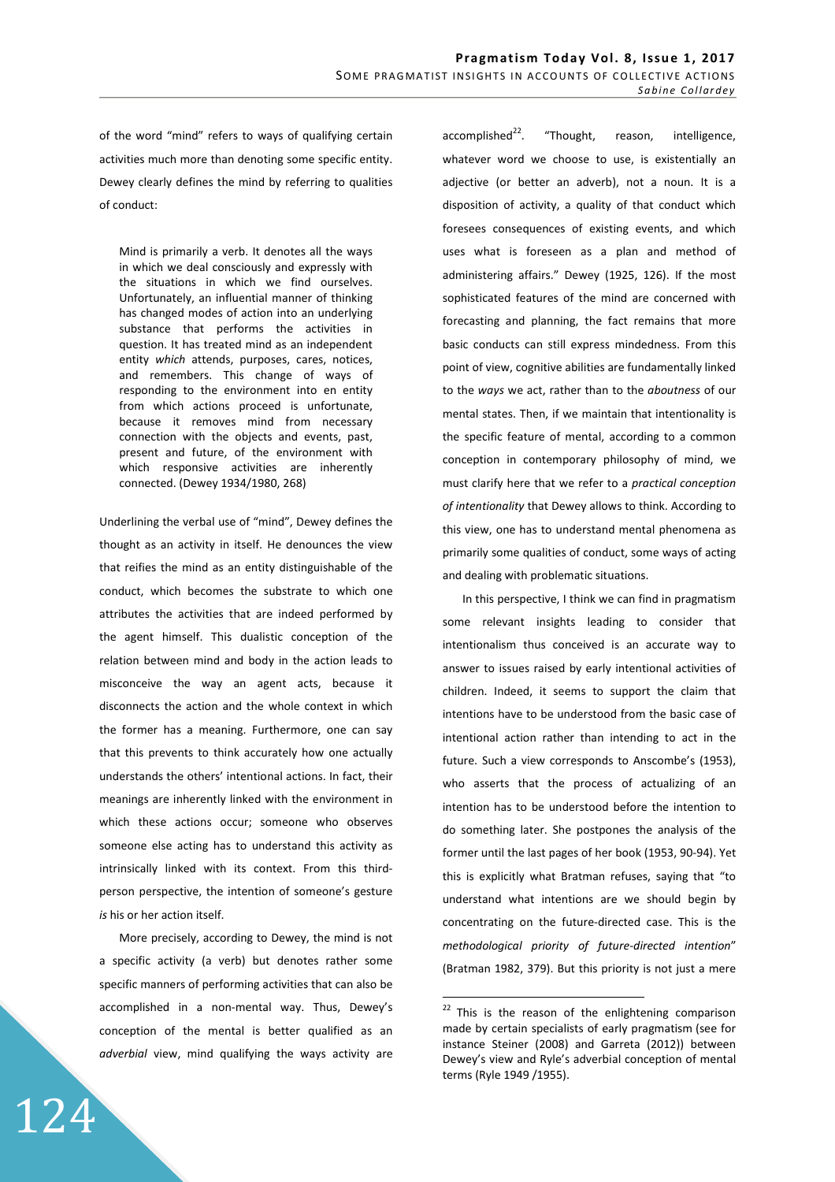of the word "mind" refers to ways of qualifying certain activities much more than denoting some specific entity. Dewey clearly defines the mind by referring to qualities of conduct:

> Mind is primarily a verb. It denotes all the ways in which we deal consciously and expressly with the situations in which we find ourselves. Unfortunately, an influential manner of thinking has changed modes of action into an underlying substance that performs the activities in question. It has treated mind as an independent entity *which* attends, purposes, cares, notices, and remembers. This change of ways of responding to the environment into en entity from which actions proceed is unfortunate, because it removes mind from necessary connection with the objects and events, past, present and future, of the environment with which responsive activities are inherently connected. (Dewey 1934/1980, 268)

Underlining the verbal use of "mind", Dewey defines the thought as an activity in itself. He denounces the view that reifies the mind as an entity distinguishable of the conduct, which becomes the substrate to which one attributes the activities that are indeed performed by the agent himself. This dualistic conception of the relation between mind and body in the action leads to misconceive the way an agent acts, because it disconnects the action and the whole context in which the former has a meaning. Furthermore, one can say that this prevents to think accurately how one actually understands the others' intentional actions. In fact, their meanings are inherently linked with the environment in which these actions occur; someone who observes someone else acting has to understand this activity as intrinsically linked with its context. From this third-person perspective, the intention of someone's gesture *is* his or her action itself.

More precisely, according to Dewey, the mind is not a specific activity (a verb) but denotes rather some specific manners of performing activities that can also be accomplished in a non-mental way. Thus, Dewey's conception of the mental is better qualified as an *adverbial* view, mind qualifying the ways activity are accomplished[22]. "Thought, reason, intelligence, whatever word we choose to use, is existentially an adjective (or better an adverb), not a noun. It is a disposition of activity, a quality of that conduct which foresees consequences of existing events, and which uses what is foreseen as a plan and method of administering affairs." Dewey (1925, 126). If the most sophisticated features of the mind are concerned with forecasting and planning, the fact remains that more basic conducts can still express mindedness. From this point of view, cognitive abilities are fundamentally linked to the *ways* we act, rather than to the *aboutness* of our mental states. Then, if we maintain that intentionality is the specific feature of mental, according to a common conception in contemporary philosophy of mind, we must clarify here that we refer to a *practical conception of intentionality* that Dewey allows to think. According to this view, one has to understand mental phenomena as primarily some qualities of conduct, some ways of acting and dealing with problematic situations.

In this perspective, I think we can find in pragmatism some relevant insights leading to consider that intentionalism thus conceived is an accurate way to answer to issues raised by early intentional activities of children. Indeed, it seems to support the claim that intentions have to be understood from the basic case of intentional action rather than intending to act in the future. Such a view corresponds to Anscombe's (1953), who asserts that the process of actualizing of an intention has to be understood before the intention to do something later. She postpones the analysis of the former until the last pages of her book (1953, 90-94). Yet this is explicitly what Bratman refuses, saying that "to understand what intentions are we should begin by concentrating on the future-directed case. This is the *methodological priority of future-directed intention*" (Bratman 1982, 379). But this priority is not just a mere

---

[22] This is the reason of the enlightening comparison made by certain specialists of early pragmatism (see for instance Steiner (2008) and Garreta (2012)) between Dewey's view and Ryle's adverbial conception of mental terms (Ryle 1949 /1955).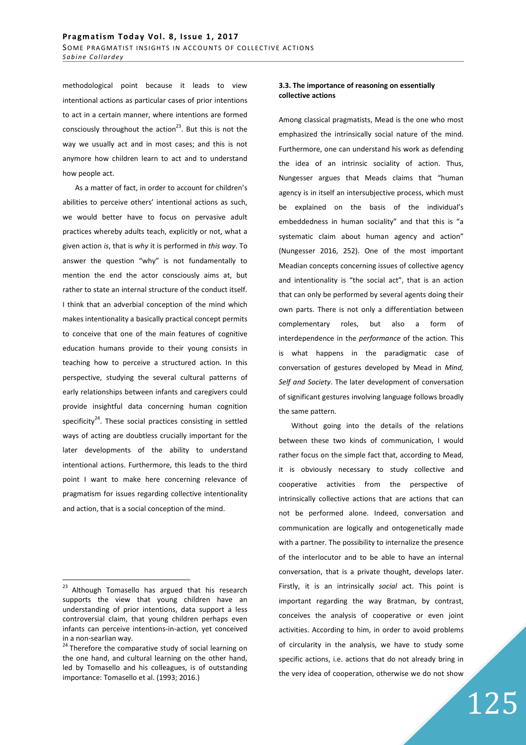methodological point because it leads to view intentional actions as particular cases of prior intentions to act in a certain manner, where intentions are formed consciously throughout the action[23]. But this is not the way we usually act and in most cases; and this is not anymore how children learn to act and to understand how people act.

As a matter of fact, in order to account for children's abilities to perceive others' intentional actions as such, we would better have to focus on pervasive adult practices whereby adults teach, explicitly or not, what a given action *is*, that is *why* it is performed in *this way*. To answer the question "why" is not fundamentally to mention the end the actor consciously aims at, but rather to state an internal structure of the conduct itself. I think that an adverbial conception of the mind which makes intentionality a basically practical concept permits to conceive that one of the main features of cognitive education humans provide to their young consists in teaching how to perceive a structured action. In this perspective, studying the several cultural patterns of early relationships between infants and caregivers could provide insightful data concerning human cognition specificity[24]. These social practices consisting in settled ways of acting are doubtless crucially important for the later developments of the ability to understand intentional actions. Furthermore, this leads to the third point I want to make here concerning relevance of pragmatism for issues regarding collective intentionality and action, that is a social conception of the mind.

[23] Although Tomasello has argued that his research supports the view that young children have an understanding of prior intentions, data support a less controversial claim, that young children perhaps even infants can perceive intentions-in-action, yet conceived in a non-searlian way.

[24] Therefore the comparative study of social learning on the one hand, and cultural learning on the other hand, led by Tomasello and his colleagues, is of outstanding importance: Tomasello et al. (1993; 2016.)

### 3.3. The importance of reasoning on essentially collective actions

Among classical pragmatists, Mead is the one who most emphasized the intrinsically social nature of the mind. Furthermore, one can understand his work as defending the idea of an intrinsic sociality of action. Thus, Nungesser argues that Meads claims that "human agency is in itself an intersubjective process, which must be explained on the basis of the individual's embeddedness in human sociality" and that this is "a systematic claim about human agency and action" (Nungesser 2016, 252). One of the most important Meadian concepts concerning issues of collective agency and intentionality is "the social act", that is an action that can only be performed by several agents doing their own parts. There is not only a differentiation between complementary roles, but also a form of interdependence in the *performance* of the action. This is what happens in the paradigmatic case of conversation of gestures developed by Mead in *Mind, Self and Society*. The later development of conversation of significant gestures involving language follows broadly the same pattern.

Without going into the details of the relations between these two kinds of communication, I would rather focus on the simple fact that, according to Mead, it is obviously necessary to study collective and cooperative activities from the perspective of intrinsically collective actions that are actions that can not be performed alone. Indeed, conversation and communication are logically and ontogenetically made with a partner. The possibility to internalize the presence of the interlocutor and to be able to have an internal conversation, that is a private thought, develops later. Firstly, it is an intrinsically *social* act. This point is important regarding the way Bratman, by contrast, conceives the analysis of cooperative or even joint activities. According to him, in order to avoid problems of circularity in the analysis, we have to study some specific actions, i.e. actions that do not already bring in the very idea of cooperation, otherwise we do not show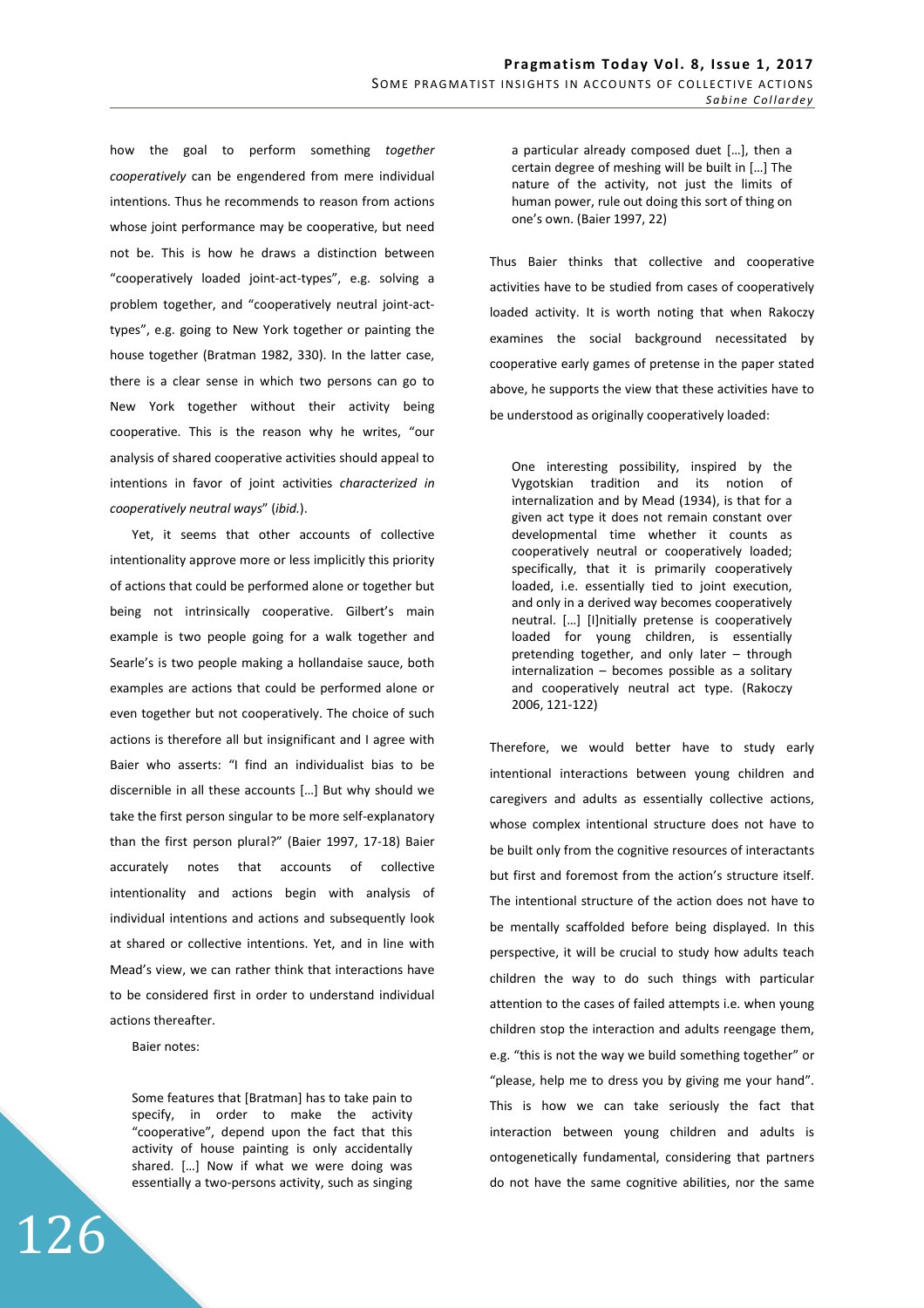how the goal to perform something *together cooperatively* can be engendered from mere individual intentions. Thus he recommends to reason from actions whose joint performance may be cooperative, but need not be. This is how he draws a distinction between "cooperatively loaded joint-act-types", e.g. solving a problem together, and "cooperatively neutral joint-act-types", e.g. going to New York together or painting the house together (Bratman 1982, 330). In the latter case, there is a clear sense in which two persons can go to New York together without their activity being cooperative. This is the reason why he writes, "our analysis of shared cooperative activities should appeal to intentions in favor of joint activities *characterized in cooperatively neutral ways*" (*ibid.*).

Yet, it seems that other accounts of collective intentionality approve more or less implicitly this priority of actions that could be performed alone or together but being not intrinsically cooperative. Gilbert's main example is two people going for a walk together and Searle's is two people making a hollandaise sauce, both examples are actions that could be performed alone or even together but not cooperatively. The choice of such actions is therefore all but insignificant and I agree with Baier who asserts: "I find an individualist bias to be discernible in all these accounts […] But why should we take the first person singular to be more self-explanatory than the first person plural?" (Baier 1997, 17-18) Baier accurately notes that accounts of collective intentionality and actions begin with analysis of individual intentions and actions and subsequently look at shared or collective intentions. Yet, and in line with Mead's view, we can rather think that interactions have to be considered first in order to understand individual actions thereafter.

Baier notes:

> Some features that [Bratman] has to take pain to specify, in order to make the activity "cooperative", depend upon the fact that this activity of house painting is only accidentally shared. […] Now if what we were doing was essentially a two-persons activity, such as singing a particular already composed duet […], then a certain degree of meshing will be built in […] The nature of the activity, not just the limits of human power, rule out doing this sort of thing on one's own. (Baier 1997, 22)

Thus Baier thinks that collective and cooperative activities have to be studied from cases of cooperatively loaded activity. It is worth noting that when Rakoczy examines the social background necessitated by cooperative early games of pretense in the paper stated above, he supports the view that these activities have to be understood as originally cooperatively loaded:

> One interesting possibility, inspired by the Vygotskian tradition and its notion of internalization and by Mead (1934), is that for a given act type it does not remain constant over developmental time whether it counts as cooperatively neutral or cooperatively loaded; specifically, that it is primarily cooperatively loaded, i.e. essentially tied to joint execution, and only in a derived way becomes cooperatively neutral. […] [I]nitially pretense is cooperatively loaded for young children, is essentially pretending together, and only later – through internalization – becomes possible as a solitary and cooperatively neutral act type. (Rakoczy 2006, 121-122)

Therefore, we would better have to study early intentional interactions between young children and caregivers and adults as essentially collective actions, whose complex intentional structure does not have to be built only from the cognitive resources of interactants but first and foremost from the action's structure itself. The intentional structure of the action does not have to be mentally scaffolded before being displayed. In this perspective, it will be crucial to study how adults teach children the way to do such things with particular attention to the cases of failed attempts i.e. when young children stop the interaction and adults reengage them, e.g. "this is not the way we build something together" or "please, help me to dress you by giving me your hand". This is how we can take seriously the fact that interaction between young children and adults is ontogenetically fundamental, considering that partners do not have the same cognitive abilities, nor the same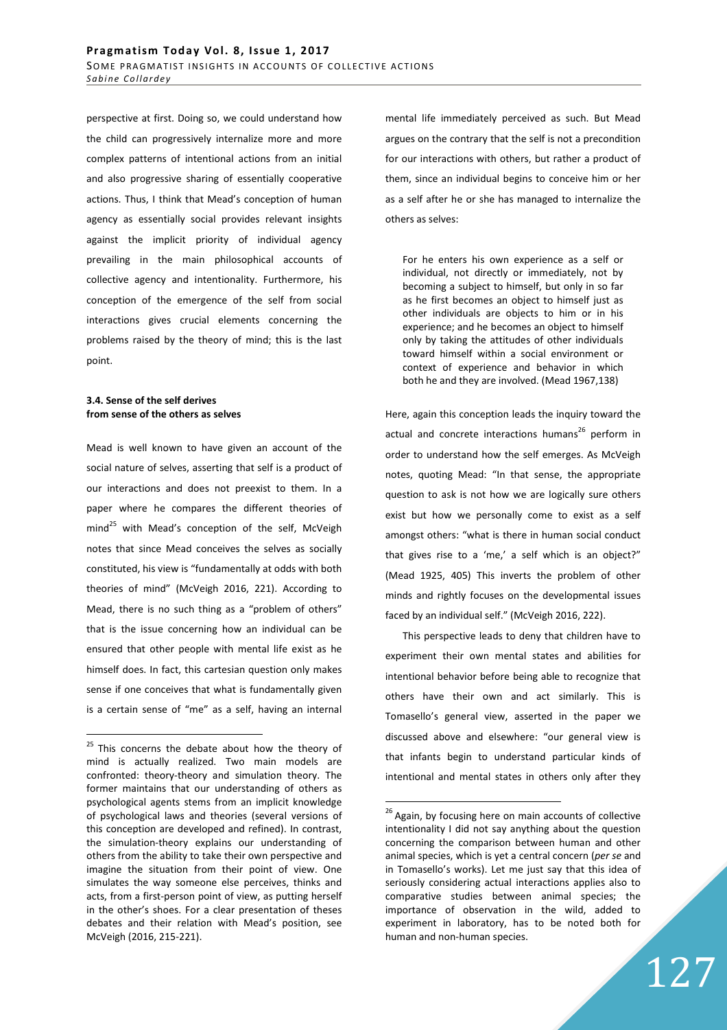perspective at first. Doing so, we could understand how the child can progressively internalize more and more complex patterns of intentional actions from an initial and also progressive sharing of essentially cooperative actions. Thus, I think that Mead's conception of human agency as essentially social provides relevant insights against the implicit priority of individual agency prevailing in the main philosophical accounts of collective agency and intentionality. Furthermore, his conception of the emergence of the self from social interactions gives crucial elements concerning the problems raised by the theory of mind; this is the last point.

### 3.4. Sense of the self derives from sense of the others as selves

Mead is well known to have given an account of the social nature of selves, asserting that self is a product of our interactions and does not preexist to them. In a paper where he compares the different theories of mind[25] with Mead's conception of the self, McVeigh notes that since Mead conceives the selves as socially constituted, his view is "fundamentally at odds with both theories of mind" (McVeigh 2016, 221). According to Mead, there is no such thing as a "problem of others" that is the issue concerning how an individual can be ensured that other people with mental life exist as he himself does. In fact, this cartesian question only makes sense if one conceives that what is fundamentally given is a certain sense of "me" as a self, having an internal mental life immediately perceived as such. But Mead argues on the contrary that the self is not a precondition for our interactions with others, but rather a product of them, since an individual begins to conceive him or her as a self after he or she has managed to internalize the others as selves:

> For he enters his own experience as a self or individual, not directly or immediately, not by becoming a subject to himself, but only in so far as he first becomes an object to himself just as other individuals are objects to him or in his experience; and he becomes an object to himself only by taking the attitudes of other individuals toward himself within a social environment or context of experience and behavior in which both he and they are involved. (Mead 1967,138)

Here, again this conception leads the inquiry toward the actual and concrete interactions humans[26] perform in order to understand how the self emerges. As McVeigh notes, quoting Mead: "In that sense, the appropriate question to ask is not how we are logically sure others exist but how we personally come to exist as a self amongst others: "what is there in human social conduct that gives rise to a 'me,' a self which is an object?" (Mead 1925, 405) This inverts the problem of other minds and rightly focuses on the developmental issues faced by an individual self." (McVeigh 2016, 222).

This perspective leads to deny that children have to experiment their own mental states and abilities for intentional behavior before being able to recognize that others have their own and act similarly. This is Tomasello's general view, asserted in the paper we discussed above and elsewhere: "our general view is that infants begin to understand particular kinds of intentional and mental states in others only after they

---

[25] This concerns the debate about how the theory of mind is actually realized. Two main models are confronted: theory-theory and simulation theory. The former maintains that our understanding of others as psychological agents stems from an implicit knowledge of psychological laws and theories (several versions of this conception are developed and refined). In contrast, the simulation-theory explains our understanding of others from the ability to take their own perspective and imagine the situation from their point of view. One simulates the way someone else perceives, thinks and acts, from a first-person point of view, as putting herself in the other's shoes. For a clear presentation of theses debates and their relation with Mead's position, see McVeigh (2016, 215-221).

[26] Again, by focusing here on main accounts of collective intentionality I did not say anything about the question concerning the comparison between human and other animal species, which is yet a central concern (*per se* and in Tomasello's works). Let me just say that this idea of seriously considering actual interactions applies also to comparative studies between animal species; the importance of observation in the wild, added to experiment in laboratory, has to be noted both for human and non-human species.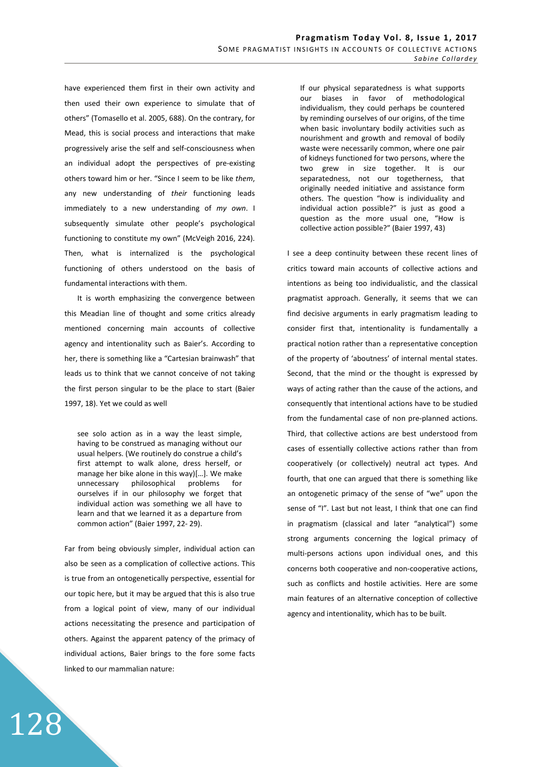have experienced them first in their own activity and then used their own experience to simulate that of others" (Tomasello et al. 2005, 688). On the contrary, for Mead, this is social process and interactions that make progressively arise the self and self-consciousness when an individual adopt the perspectives of pre-existing others toward him or her. "Since I seem to be like *them*, any new understanding of *their* functioning leads immediately to a new understanding of *my own*. I subsequently simulate other people's psychological functioning to constitute my own" (McVeigh 2016, 224). Then, what is internalized is the psychological functioning of others understood on the basis of fundamental interactions with them.

It is worth emphasizing the convergence between this Meadian line of thought and some critics already mentioned concerning main accounts of collective agency and intentionality such as Baier's. According to her, there is something like a "Cartesian brainwash" that leads us to think that we cannot conceive of not taking the first person singular to be the place to start (Baier 1997, 18). Yet we could as well

> see solo action as in a way the least simple, having to be construed as managing without our usual helpers. (We routinely do construe a child's first attempt to walk alone, dress herself, or manage her bike alone in this way)[…]. We make unnecessary philosophical problems for ourselves if in our philosophy we forget that individual action was something we all have to learn and that we learned it as a departure from common action" (Baier 1997, 22- 29).

Far from being obviously simpler, individual action can also be seen as a complication of collective actions. This is true from an ontogenetically perspective, essential for our topic here, but it may be argued that this is also true from a logical point of view, many of our individual actions necessitating the presence and participation of others. Against the apparent patency of the primacy of individual actions, Baier brings to the fore some facts linked to our mammalian nature:

> If our physical separatedness is what supports our biases in favor of methodological individualism, they could perhaps be countered by reminding ourselves of our origins, of the time when basic involuntary bodily activities such as nourishment and growth and removal of bodily waste were necessarily common, where one pair of kidneys functioned for two persons, where the two grew in size together. It is our separatedness, not our togetherness, that originally needed initiative and assistance form others. The question "how is individuality and individual action possible?" is just as good a question as the more usual one, "How is collective action possible?" (Baier 1997, 43)

I see a deep continuity between these recent lines of critics toward main accounts of collective actions and intentions as being too individualistic, and the classical pragmatist approach. Generally, it seems that we can find decisive arguments in early pragmatism leading to consider first that, intentionality is fundamentally a practical notion rather than a representative conception of the property of 'aboutness' of internal mental states. Second, that the mind or the thought is expressed by ways of acting rather than the cause of the actions, and consequently that intentional actions have to be studied from the fundamental case of non pre-planned actions. Third, that collective actions are best understood from cases of essentially collective actions rather than from cooperatively (or collectively) neutral act types. And fourth, that one can argued that there is something like an ontogenetic primacy of the sense of "we" upon the sense of "I". Last but not least, I think that one can find in pragmatism (classical and later "analytical") some strong arguments concerning the logical primacy of multi-persons actions upon individual ones, and this concerns both cooperative and non-cooperative actions, such as conflicts and hostile activities. Here are some main features of an alternative conception of collective agency and intentionality, which has to be built.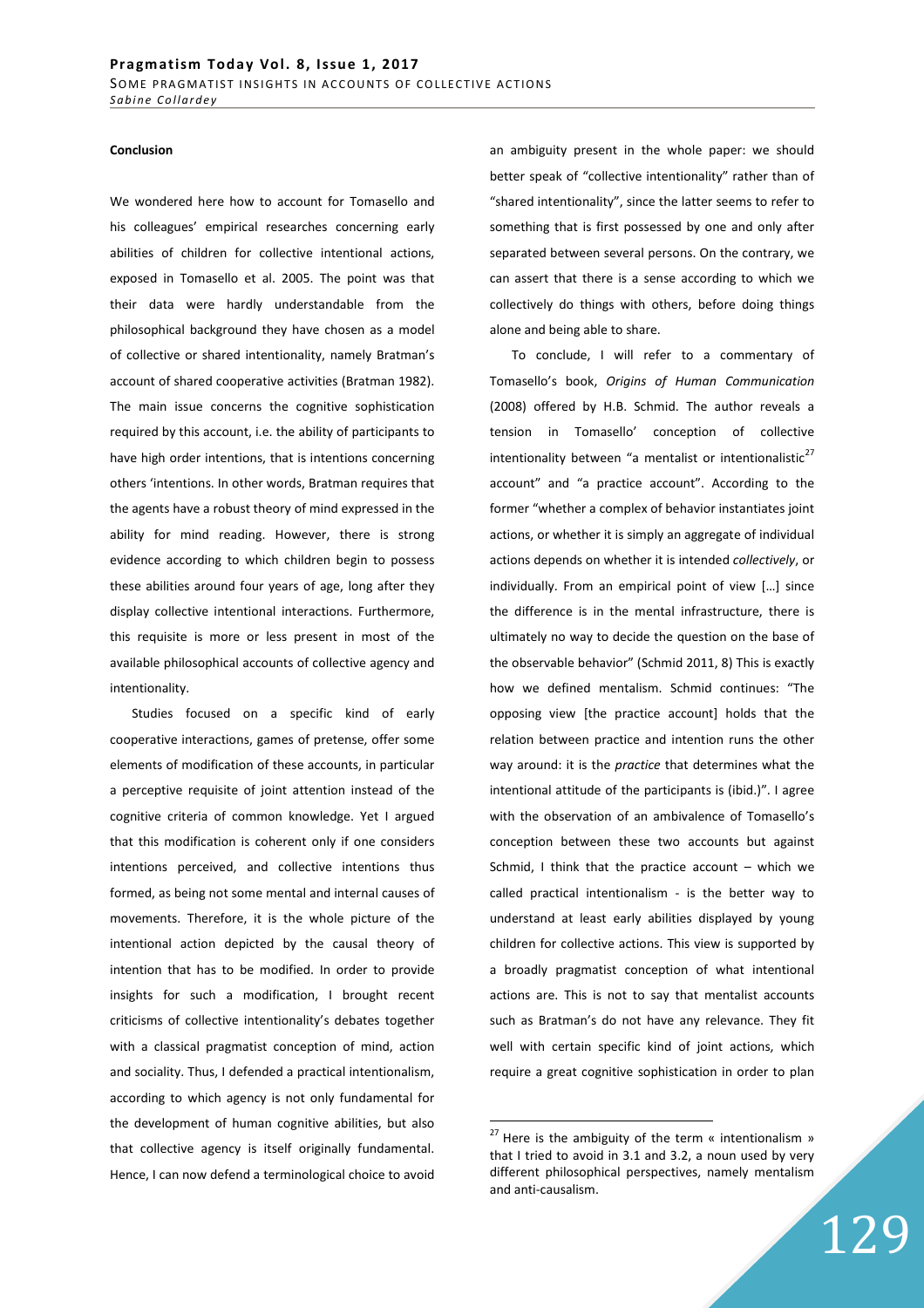**Conclusion**

We wondered here how to account for Tomasello and his colleagues' empirical researches concerning early abilities of children for collective intentional actions, exposed in Tomasello et al. 2005. The point was that their data were hardly understandable from the philosophical background they have chosen as a model of collective or shared intentionality, namely Bratman's account of shared cooperative activities (Bratman 1982). The main issue concerns the cognitive sophistication required by this account, i.e. the ability of participants to have high order intentions, that is intentions concerning others 'intentions. In other words, Bratman requires that the agents have a robust theory of mind expressed in the ability for mind reading. However, there is strong evidence according to which children begin to possess these abilities around four years of age, long after they display collective intentional interactions. Furthermore, this requisite is more or less present in most of the available philosophical accounts of collective agency and intentionality.

Studies focused on a specific kind of early cooperative interactions, games of pretense, offer some elements of modification of these accounts, in particular a perceptive requisite of joint attention instead of the cognitive criteria of common knowledge. Yet I argued that this modification is coherent only if one considers intentions perceived, and collective intentions thus formed, as being not some mental and internal causes of movements. Therefore, it is the whole picture of the intentional action depicted by the causal theory of intention that has to be modified. In order to provide insights for such a modification, I brought recent criticisms of collective intentionality's debates together with a classical pragmatist conception of mind, action and sociality. Thus, I defended a practical intentionalism, according to which agency is not only fundamental for the development of human cognitive abilities, but also that collective agency is itself originally fundamental. Hence, I can now defend a terminological choice to avoid an ambiguity present in the whole paper: we should better speak of "collective intentionality" rather than of "shared intentionality", since the latter seems to refer to something that is first possessed by one and only after separated between several persons. On the contrary, we can assert that there is a sense according to which we collectively do things with others, before doing things alone and being able to share.

To conclude, I will refer to a commentary of Tomasello's book, *Origins of Human Communication* (2008) offered by H.B. Schmid. The author reveals a tension in Tomasello' conception of collective intentionality between "a mentalist or intentionalistic[27] account" and "a practice account". According to the former "whether a complex of behavior instantiates joint actions, or whether it is simply an aggregate of individual actions depends on whether it is intended *collectively*, or individually. From an empirical point of view […] since the difference is in the mental infrastructure, there is ultimately no way to decide the question on the base of the observable behavior" (Schmid 2011, 8) This is exactly how we defined mentalism. Schmid continues: "The opposing view [the practice account] holds that the relation between practice and intention runs the other way around: it is the *practice* that determines what the intentional attitude of the participants is (ibid.)". I agree with the observation of an ambivalence of Tomasello's conception between these two accounts but against Schmid, I think that the practice account – which we called practical intentionalism - is the better way to understand at least early abilities displayed by young children for collective actions. This view is supported by a broadly pragmatist conception of what intentional actions are. This is not to say that mentalist accounts such as Bratman's do not have any relevance. They fit well with certain specific kind of joint actions, which require a great cognitive sophistication in order to plan

[27] Here is the ambiguity of the term « intentionalism » that I tried to avoid in 3.1 and 3.2, a noun used by very different philosophical perspectives, namely mentalism and anti-causalism.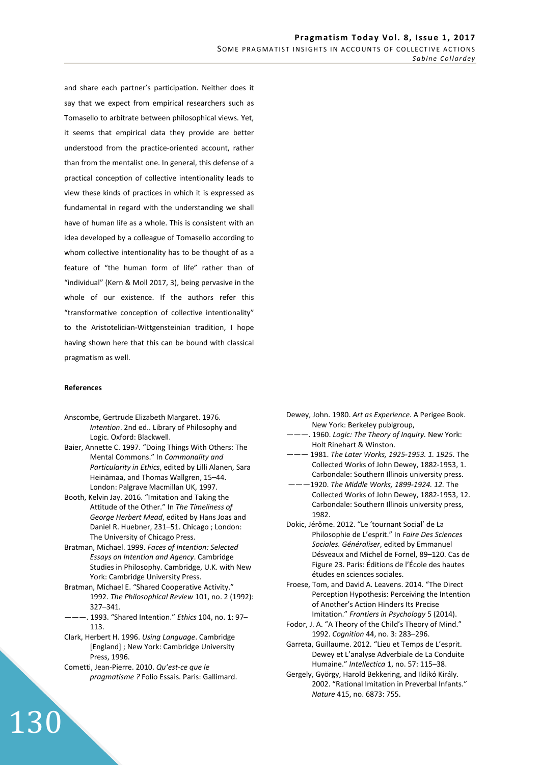and share each partner's participation. Neither does it say that we expect from empirical researchers such as Tomasello to arbitrate between philosophical views. Yet, it seems that empirical data they provide are better understood from the practice-oriented account, rather than from the mentalist one. In general, this defense of a practical conception of collective intentionality leads to view these kinds of practices in which it is expressed as fundamental in regard with the understanding we shall have of human life as a whole. This is consistent with an idea developed by a colleague of Tomasello according to whom collective intentionality has to be thought of as a feature of "the human form of life" rather than of "individual" (Kern & Moll 2017, 3), being pervasive in the whole of our existence. If the authors refer this "transformative conception of collective intentionality" to the Aristotelician-Wittgensteinian tradition, I hope having shown here that this can be bound with classical pragmatism as well.

**References**

Anscombe, Gertrude Elizabeth Margaret. 1976. *Intention*. 2nd ed.. Library of Philosophy and Logic. Oxford: Blackwell.

Baier, Annette C. 1997. "Doing Things With Others: The Mental Commons." In *Commonality and Particularity in Ethics*, edited by Lilli Alanen, Sara Heinämaa, and Thomas Wallgren, 15–44. London: Palgrave Macmillan UK, 1997.

Booth, Kelvin Jay. 2016. "Imitation and Taking the Attitude of the Other." In *The Timeliness of George Herbert Mead*, edited by Hans Joas and Daniel R. Huebner, 231–51. Chicago ; London: The University of Chicago Press.

Bratman, Michael. 1999. *Faces of Intention: Selected Essays on Intention and Agency*. Cambridge Studies in Philosophy. Cambridge, U.K. with New York: Cambridge University Press.

Bratman, Michael E. "Shared Cooperative Activity." 1992. *The Philosophical Review* 101, no. 2 (1992): 327–341.

———. 1993. "Shared Intention." *Ethics* 104, no. 1: 97–113.

Clark, Herbert H. 1996. *Using Language*. Cambridge [England] ; New York: Cambridge University Press, 1996.

Cometti, Jean-Pierre. 2010. *Qu'est-ce que le pragmatisme ?* Folio Essais. Paris: Gallimard.

Dewey, John. 1980. *Art as Experience*. A Perigee Book. New York: Berkeley publgroup,

———. 1960. *Logic: The Theory of Inquiry.* New York: Holt Rinehart & Winston.

——— 1981. *The Later Works, 1925-1953. 1. 1925*. The Collected Works of John Dewey, 1882-1953, 1. Carbondale: Southern Illinois university press.

———1920. *The Middle Works, 1899-1924. 12.* The Collected Works of John Dewey, 1882-1953, 12. Carbondale: Southern Illinois university press, 1982.

Dokic, Jérôme. 2012. "Le 'tournant Social' de La Philosophie de L'esprit." In *Faire Des Sciences Sociales. Généraliser*, edited by Emmanuel Désveaux and Michel de Fornel, 89–120. Cas de Figure 23. Paris: Éditions de l'École des hautes études en sciences sociales.

Froese, Tom, and David A. Leavens. 2014. "The Direct Perception Hypothesis: Perceiving the Intention of Another's Action Hinders Its Precise Imitation." *Frontiers in Psychology* 5 (2014).

Fodor, J. A. "A Theory of the Child's Theory of Mind." 1992. *Cognition* 44, no. 3: 283–296.

Garreta, Guillaume. 2012. "Lieu et Temps de L'esprit. Dewey et L'analyse Adverbiale de La Conduite Humaine." *Intellectica* 1, no. 57: 115–38.

Gergely, György, Harold Bekkering, and Ildikó Király. 2002. "Rational Imitation in Preverbal Infants." *Nature* 415, no. 6873: 755.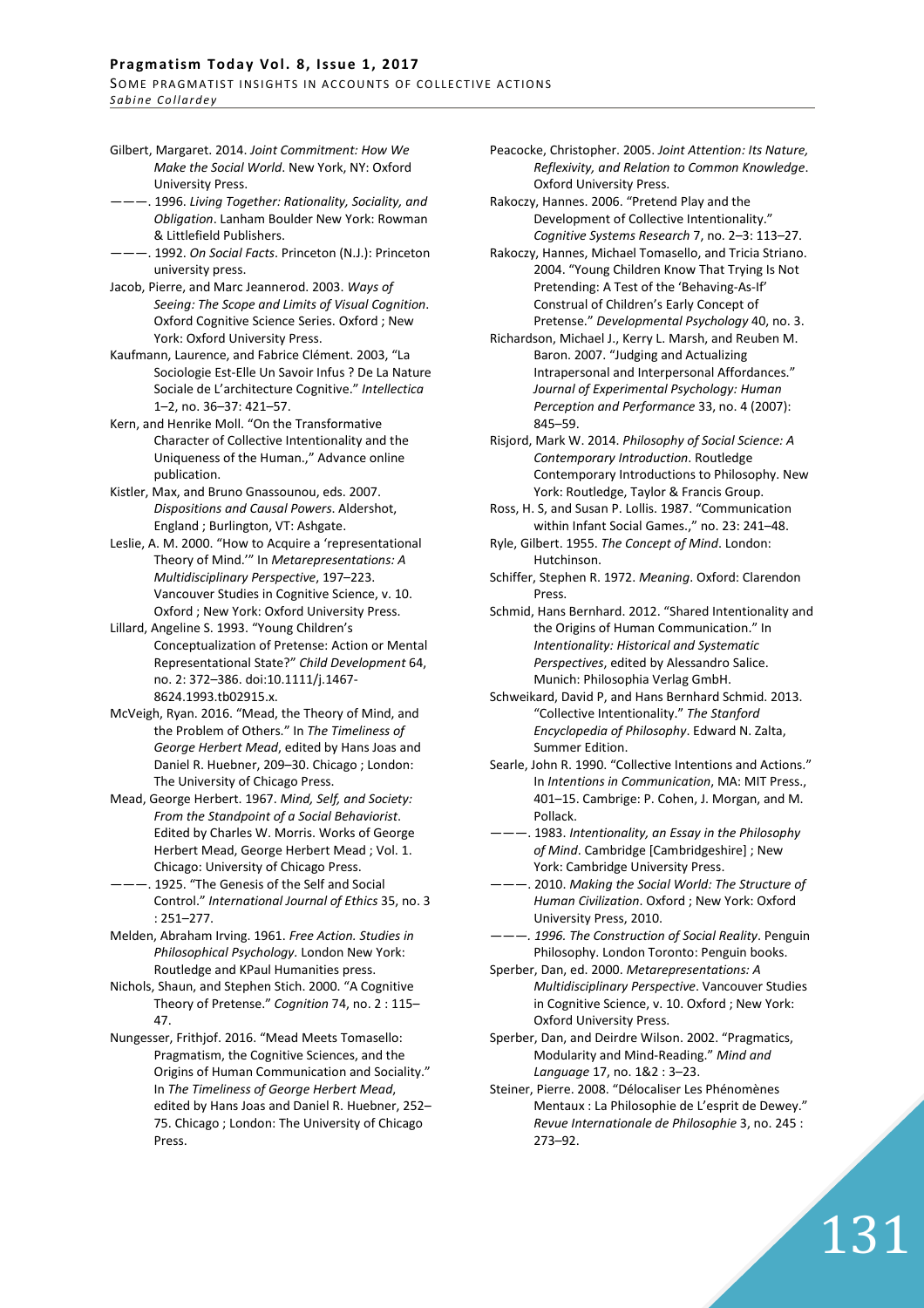Gilbert, Margaret. 2014. *Joint Commitment: How We Make the Social World*. New York, NY: Oxford University Press.

———. 1996. *Living Together: Rationality, Sociality, and Obligation*. Lanham Boulder New York: Rowman & Littlefield Publishers.

———. 1992. *On Social Facts*. Princeton (N.J.): Princeton university press.

Jacob, Pierre, and Marc Jeannerod. 2003. *Ways of Seeing: The Scope and Limits of Visual Cognition*. Oxford Cognitive Science Series. Oxford ; New York: Oxford University Press.

Kaufmann, Laurence, and Fabrice Clément. 2003, "La Sociologie Est-Elle Un Savoir Infus ? De La Nature Sociale de L'architecture Cognitive." *Intellectica* 1–2, no. 36–37: 421–57.

Kern, and Henrike Moll. "On the Transformative Character of Collective Intentionality and the Uniqueness of the Human.," Advance online publication.

Kistler, Max, and Bruno Gnassounou, eds. 2007. *Dispositions and Causal Powers*. Aldershot, England ; Burlington, VT: Ashgate.

Leslie, A. M. 2000. "How to Acquire a 'representational Theory of Mind.'" In *Metarepresentations: A Multidisciplinary Perspective*, 197–223. Vancouver Studies in Cognitive Science, v. 10. Oxford ; New York: Oxford University Press.

Lillard, Angeline S. 1993. "Young Children's Conceptualization of Pretense: Action or Mental Representational State?" *Child Development* 64, no. 2: 372–386. doi:10.1111/j.1467-8624.1993.tb02915.x.

McVeigh, Ryan. 2016. "Mead, the Theory of Mind, and the Problem of Others." In *The Timeliness of George Herbert Mead*, edited by Hans Joas and Daniel R. Huebner, 209–30. Chicago ; London: The University of Chicago Press.

Mead, George Herbert. 1967. *Mind, Self, and Society: From the Standpoint of a Social Behaviorist*. Edited by Charles W. Morris. Works of George Herbert Mead, George Herbert Mead ; Vol. 1. Chicago: University of Chicago Press.

———. 1925. "The Genesis of the Self and Social Control." *International Journal of Ethics* 35, no. 3 : 251–277.

Melden, Abraham Irving. 1961. *Free Action. Studies in Philosophical Psychology.* London New York: Routledge and KPaul Humanities press.

Nichols, Shaun, and Stephen Stich. 2000. "A Cognitive Theory of Pretense." *Cognition* 74, no. 2 : 115–47.

Nungesser, Frithjof. 2016. "Mead Meets Tomasello: Pragmatism, the Cognitive Sciences, and the Origins of Human Communication and Sociality." In *The Timeliness of George Herbert Mead*, edited by Hans Joas and Daniel R. Huebner, 252–75. Chicago ; London: The University of Chicago Press.

Peacocke, Christopher. 2005. *Joint Attention: Its Nature, Reflexivity, and Relation to Common Knowledge*. Oxford University Press.

Rakoczy, Hannes. 2006. "Pretend Play and the Development of Collective Intentionality." *Cognitive Systems Research* 7, no. 2–3: 113–27.

Rakoczy, Hannes, Michael Tomasello, and Tricia Striano. 2004. "Young Children Know That Trying Is Not Pretending: A Test of the 'Behaving-As-If' Construal of Children's Early Concept of Pretense." *Developmental Psychology* 40, no. 3.

Richardson, Michael J., Kerry L. Marsh, and Reuben M. Baron. 2007. "Judging and Actualizing Intrapersonal and Interpersonal Affordances." *Journal of Experimental Psychology: Human Perception and Performance* 33, no. 4 (2007): 845–59.

Risjord, Mark W. 2014. *Philosophy of Social Science: A Contemporary Introduction*. Routledge Contemporary Introductions to Philosophy. New York: Routledge, Taylor & Francis Group.

Ross, H. S, and Susan P. Lollis. 1987. "Communication within Infant Social Games.," no. 23: 241–48.

Ryle, Gilbert. 1955. *The Concept of Mind*. London: Hutchinson.

Schiffer, Stephen R. 1972. *Meaning*. Oxford: Clarendon Press.

Schmid, Hans Bernhard. 2012. "Shared Intentionality and the Origins of Human Communication." In *Intentionality: Historical and Systematic Perspectives*, edited by Alessandro Salice. Munich: Philosophia Verlag GmbH.

Schweikard, David P, and Hans Bernhard Schmid. 2013. "Collective Intentionality." *The Stanford Encyclopedia of Philosophy*. Edward N. Zalta, Summer Edition.

Searle, John R. 1990. "Collective Intentions and Actions." In *Intentions in Communication*, MA: MIT Press., 401–15. Cambrige: P. Cohen, J. Morgan, and M. Pollack.

———. 1983. *Intentionality, an Essay in the Philosophy of Mind*. Cambridge [Cambridgeshire] ; New York: Cambridge University Press.

———. 2010. *Making the Social World: The Structure of Human Civilization*. Oxford ; New York: Oxford University Press, 2010.

———. *1996. The Construction of Social Reality*. Penguin Philosophy. London Toronto: Penguin books.

Sperber, Dan, ed. 2000. *Metarepresentations: A Multidisciplinary Perspective*. Vancouver Studies in Cognitive Science, v. 10. Oxford ; New York: Oxford University Press.

Sperber, Dan, and Deirdre Wilson. 2002. "Pragmatics, Modularity and Mind-Reading." *Mind and Language* 17, no. 1&2 : 3–23.

Steiner, Pierre. 2008. "Délocaliser Les Phénomènes Mentaux : La Philosophie de L'esprit de Dewey." *Revue Internationale de Philosophie* 3, no. 245 : 273–92.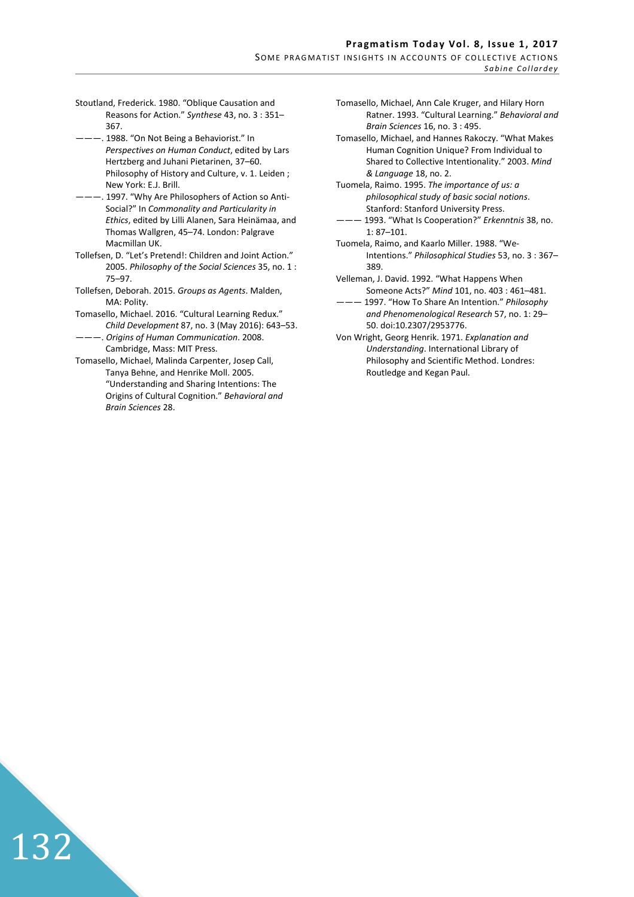Stoutland, Frederick. 1980. "Oblique Causation and Reasons for Action." *Synthese* 43, no. 3 : 351–367.

———. 1988. "On Not Being a Behaviorist." In *Perspectives on Human Conduct*, edited by Lars Hertzberg and Juhani Pietarinen, 37–60. Philosophy of History and Culture, v. 1. Leiden ; New York: E.J. Brill.

———. 1997. "Why Are Philosophers of Action so Anti-Social?" In *Commonality and Particularity in Ethics*, edited by Lilli Alanen, Sara Heinämaa, and Thomas Wallgren, 45–74. London: Palgrave Macmillan UK.

Tollefsen, D. "Let's Pretend!: Children and Joint Action." 2005. *Philosophy of the Social Sciences* 35, no. 1 : 75–97.

Tollefsen, Deborah. 2015. *Groups as Agents*. Malden, MA: Polity.

Tomasello, Michael. 2016. "Cultural Learning Redux." *Child Development* 87, no. 3 (May 2016): 643–53.

———. *Origins of Human Communication*. 2008. Cambridge, Mass: MIT Press.

Tomasello, Michael, Malinda Carpenter, Josep Call, Tanya Behne, and Henrike Moll. 2005. "Understanding and Sharing Intentions: The Origins of Cultural Cognition." *Behavioral and Brain Sciences* 28.

Tomasello, Michael, Ann Cale Kruger, and Hilary Horn Ratner. 1993. "Cultural Learning." *Behavioral and Brain Sciences* 16, no. 3 : 495.

Tomasello, Michael, and Hannes Rakoczy. "What Makes Human Cognition Unique? From Individual to Shared to Collective Intentionality." 2003. *Mind & Language* 18, no. 2.

Tuomela, Raimo. 1995. *The importance of us: a philosophical study of basic social notions*. Stanford: Stanford University Press.

——— 1993. "What Is Cooperation?" *Erkenntnis* 38, no. 1: 87–101.

Tuomela, Raimo, and Kaarlo Miller. 1988. "We-Intentions." *Philosophical Studies* 53, no. 3 : 367–389.

Velleman, J. David. 1992. "What Happens When Someone Acts?" *Mind* 101, no. 403 : 461–481.

——— 1997. "How To Share An Intention." *Philosophy and Phenomenological Research* 57, no. 1: 29–50. doi:10.2307/2953776.

Von Wright, Georg Henrik. 1971. *Explanation and Understanding*. International Library of Philosophy and Scientific Method. Londres: Routledge and Kegan Paul.